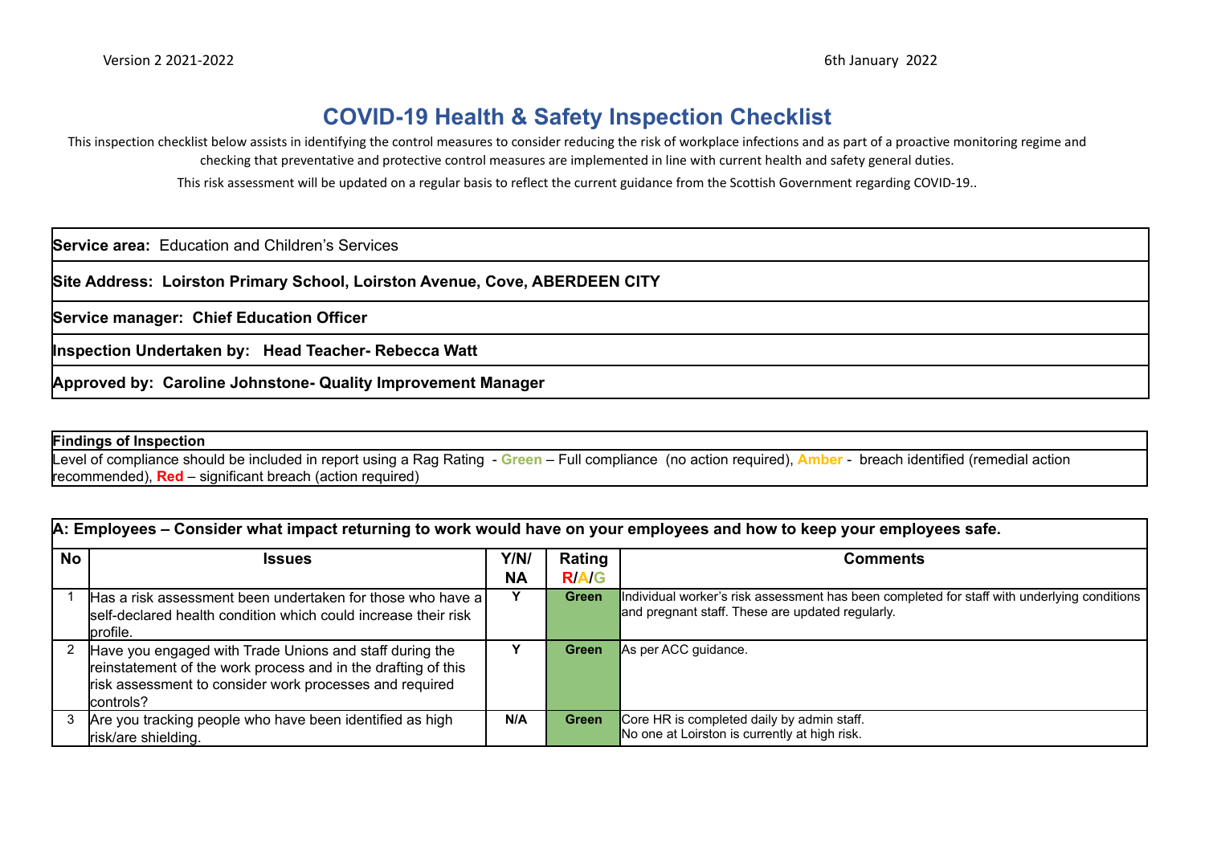Version 2 2021-2022

6th January 2022

# COVID-19 Health & Safety Inspection Checklist

This inspection checklist below assists in identifying the control measures to consider reducing the risk of workplace infections and as part of a proactive monitoring regime and checking that preventative and protective control measures are implemented in line with current health and safety general duties.

This risk assessment will be updated on a regular basis to reflect the current guidance from the Scottish Government regarding COVID-19..

| |
|---|
| **Service area:** Education and Children's Services |
| **Site Address: Loirston Primary School, Loirston Avenue, Cove, ABERDEEN CITY** |
| **Service manager: Chief Education Officer** |
| **Inspection Undertaken by: Head Teacher- Rebecca Watt** |
| **Approved by: Caroline Johnstone- Quality Improvement Manager** |

| **Findings of Inspection** |
|---|
| Level of compliance should be included in report using a Rag Rating - **Green** – Full compliance (no action required), **Amber** - breach identified (remedial action recommended), **Red** – significant breach (action required) |

**A: Employees – Consider what impact returning to work would have on your employees and how to keep your employees safe.**

| No | Issues | Y/N/NA | Rating R/A/G | Comments |
|---|---|---|---|---|
| 1 | Has a risk assessment been undertaken for those who have a self-declared health condition which could increase their risk profile. | Y | Green | Individual worker's risk assessment has been completed for staff with underlying conditions and pregnant staff. These are updated regularly. |
| 2 | Have you engaged with Trade Unions and staff during the reinstatement of the work process and in the drafting of this risk assessment to consider work processes and required controls? | Y | Green | As per ACC guidance. |
| 3 | Are you tracking people who have been identified as high risk/are shielding. | N/A | Green | Core HR is completed daily by admin staff.<br>No one at Loirston is currently at high risk. |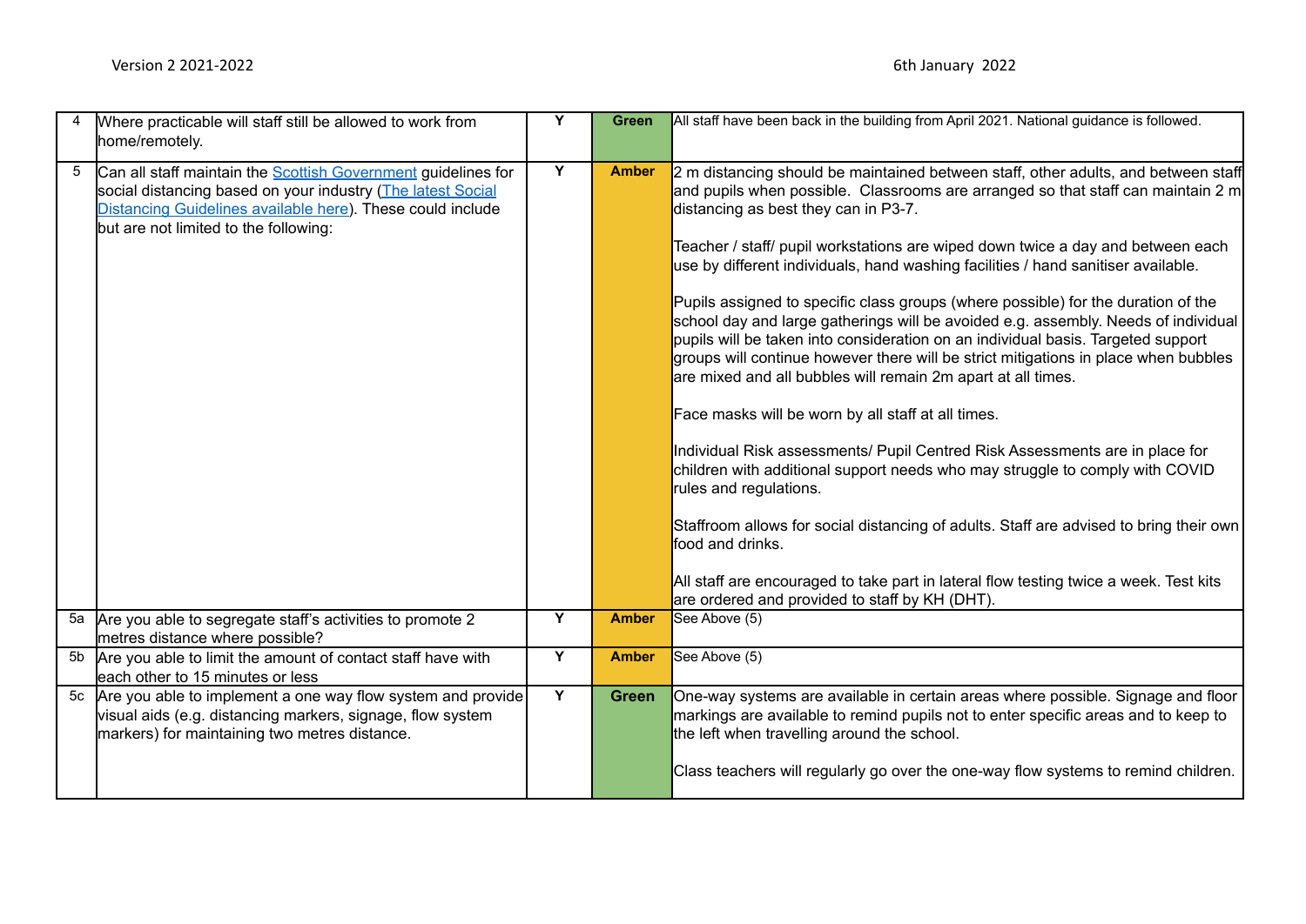| 4 | Where practicable will staff still be allowed to work from home/remotely. | Y | Green | All staff have been back in the building from April 2021. National guidance is followed. |
|---|---|---|---|---|
| 5 | Can all staff maintain the [Scottish Government](#) guidelines for social distancing based on your industry ([The latest Social Distancing Guidelines available here](#)). These could include but are not limited to the following: | Y | Amber | 2 m distancing should be maintained between staff, other adults, and between staff and pupils when possible. Classrooms are arranged so that staff can maintain 2 m distancing as best they can in P3-7.<br><br>Teacher / staff/ pupil workstations are wiped down twice a day and between each use by different individuals, hand washing facilities / hand sanitiser available.<br><br>Pupils assigned to specific class groups (where possible) for the duration of the school day and large gatherings will be avoided e.g. assembly. Needs of individual pupils will be taken into consideration on an individual basis. Targeted support groups will continue however there will be strict mitigations in place when bubbles are mixed and all bubbles will remain 2m apart at all times.<br><br>Face masks will be worn by all staff at all times.<br><br>Individual Risk assessments/ Pupil Centred Risk Assessments are in place for children with additional support needs who may struggle to comply with COVID rules and regulations.<br><br>Staffroom allows for social distancing of adults. Staff are advised to bring their own food and drinks.<br><br>All staff are encouraged to take part in lateral flow testing twice a week. Test kits are ordered and provided to staff by KH (DHT). |
| 5a | Are you able to segregate staff's activities to promote 2 metres distance where possible? | Y | Amber | See Above (5) |
| 5b | Are you able to limit the amount of contact staff have with each other to 15 minutes or less | Y | Amber | See Above (5) |
| 5c | Are you able to implement a one way flow system and provide visual aids (e.g. distancing markers, signage, flow system markers) for maintaining two metres distance. | Y | Green | One-way systems are available in certain areas where possible. Signage and floor markings are available to remind pupils not to enter specific areas and to keep to the left when travelling around the school.<br><br>Class teachers will regularly go over the one-way flow systems to remind children. |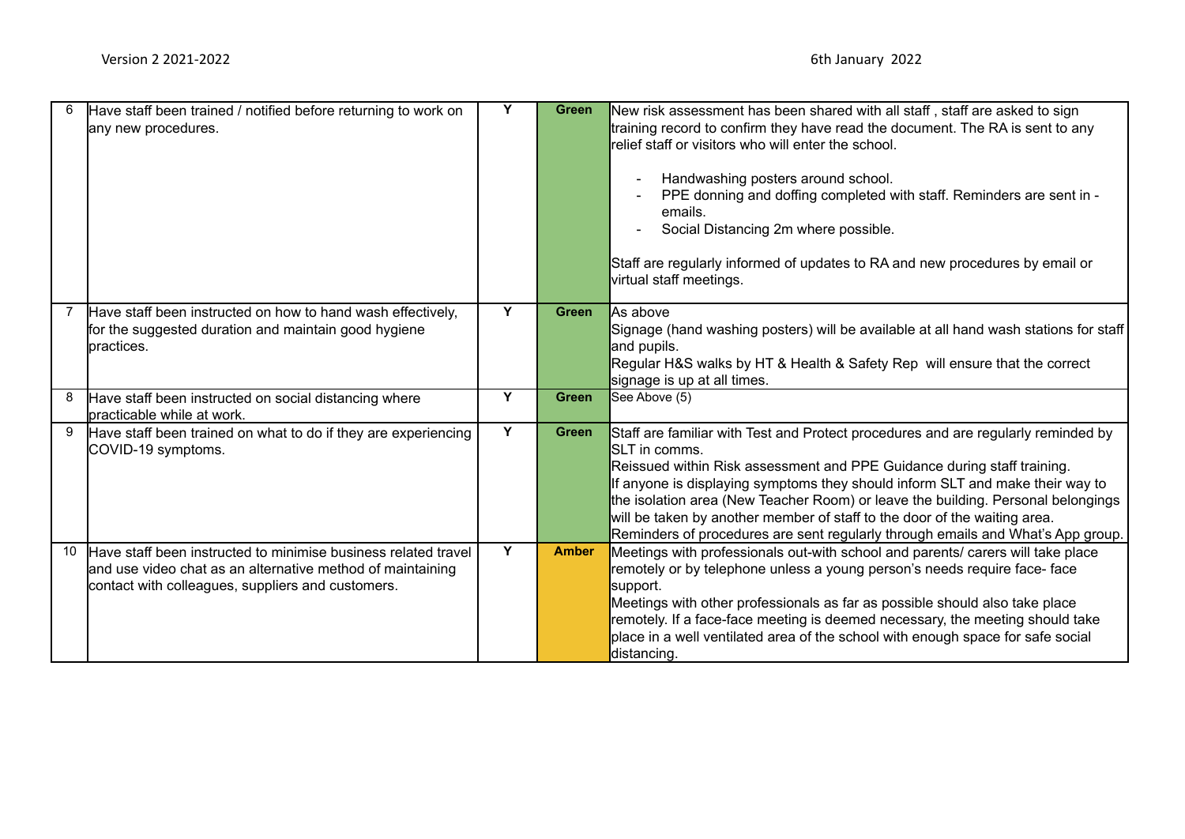| | | | | |
|---|---|---|---|---|
| 6 | Have staff been trained / notified before returning to work on any new procedures. | Y | Green | New risk assessment has been shared with all staff , staff are asked to sign training record to confirm they have read the document. The RA is sent to any relief staff or visitors who will enter the school.<br><br>- Handwashing posters around school.<br>- PPE donning and doffing completed with staff. Reminders are sent in - emails.<br>- Social Distancing 2m where possible.<br><br>Staff are regularly informed of updates to RA and new procedures by email or virtual staff meetings. |
| 7 | Have staff been instructed on how to hand wash effectively, for the suggested duration and maintain good hygiene practices. | Y | Green | As above<br>Signage (hand washing posters) will be available at all hand wash stations for staff and pupils.<br>Regular H&S walks by HT & Health & Safety Rep will ensure that the correct signage is up at all times. |
| 8 | Have staff been instructed on social distancing where practicable while at work. | Y | Green | See Above (5) |
| 9 | Have staff been trained on what to do if they are experiencing COVID-19 symptoms. | Y | Green | Staff are familiar with Test and Protect procedures and are regularly reminded by SLT in comms.<br>Reissued within Risk assessment and PPE Guidance during staff training.<br>If anyone is displaying symptoms they should inform SLT and make their way to the isolation area (New Teacher Room) or leave the building. Personal belongings will be taken by another member of staff to the door of the waiting area.<br>Reminders of procedures are sent regularly through emails and What's App group. |
| 10 | Have staff been instructed to minimise business related travel and use video chat as an alternative method of maintaining contact with colleagues, suppliers and customers. | Y | Amber | Meetings with professionals out-with school and parents/ carers will take place remotely or by telephone unless a young person's needs require face- face support.<br>Meetings with other professionals as far as possible should also take place remotely. If a face-face meeting is deemed necessary, the meeting should take place in a well ventilated area of the school with enough space for safe social distancing. |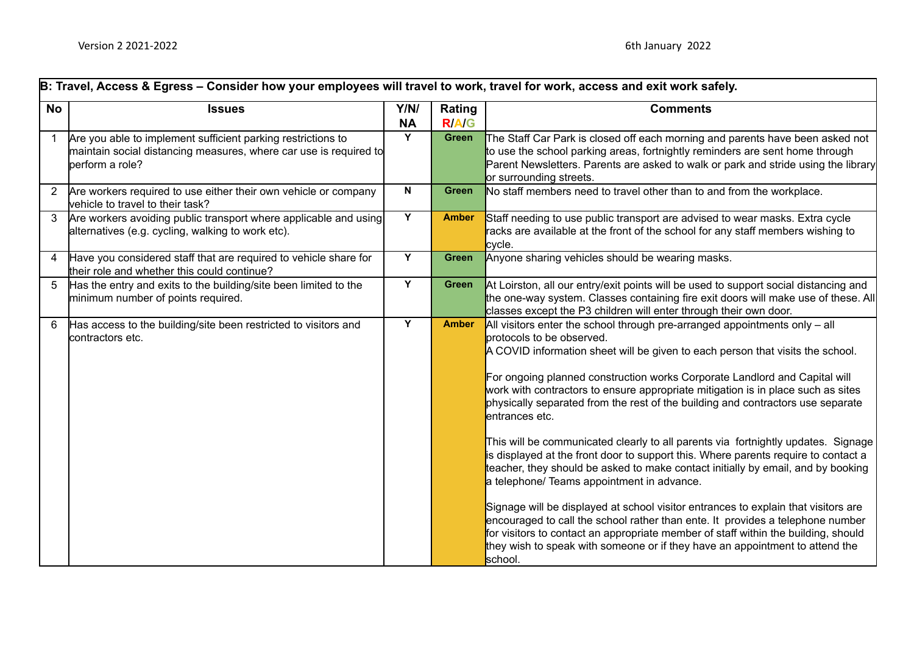Version 2 2021-2022 6th January 2022

| B: Travel, Access & Egress – Consider how your employees will travel to work, travel for work, access and exit work safely. | | | | |
|---|---|---|---|---|
| **No** | **Issues** | **Y/N/ NA** | **Rating R/A/G** | **Comments** |
| 1 | Are you able to implement sufficient parking restrictions to maintain social distancing measures, where car use is required to perform a role? | Y | Green | The Staff Car Park is closed off each morning and parents have been asked not to use the school parking areas, fortnightly reminders are sent home through Parent Newsletters. Parents are asked to walk or park and stride using the library or surrounding streets. |
| 2 | Are workers required to use either their own vehicle or company vehicle to travel to their task? | N | Green | No staff members need to travel other than to and from the workplace. |
| 3 | Are workers avoiding public transport where applicable and using alternatives (e.g. cycling, walking to work etc). | Y | Amber | Staff needing to use public transport are advised to wear masks. Extra cycle racks are available at the front of the school for any staff members wishing to cycle. |
| 4 | Have you considered staff that are required to vehicle share for their role and whether this could continue? | Y | Green | Anyone sharing vehicles should be wearing masks. |
| 5 | Has the entry and exits to the building/site been limited to the minimum number of points required. | Y | Green | At Loirston, all our entry/exit points will be used to support social distancing and the one-way system. Classes containing fire exit doors will make use of these. All classes except the P3 children will enter through their own door. |
| 6 | Has access to the building/site been restricted to visitors and contractors etc. | Y | Amber | All visitors enter the school through pre-arranged appointments only – all protocols to be observed.<br>A COVID information sheet will be given to each person that visits the school.<br><br>For ongoing planned construction works Corporate Landlord and Capital will work with contractors to ensure appropriate mitigation is in place such as sites physically separated from the rest of the building and contractors use separate entrances etc.<br><br>This will be communicated clearly to all parents via fortnightly updates. Signage is displayed at the front door to support this. Where parents require to contact a teacher, they should be asked to make contact initially by email, and by booking a telephone/ Teams appointment in advance.<br><br>Signage will be displayed at school visitor entrances to explain that visitors are encouraged to call the school rather than ente. It provides a telephone number for visitors to contact an appropriate member of staff within the building, should they wish to speak with someone or if they have an appointment to attend the school. |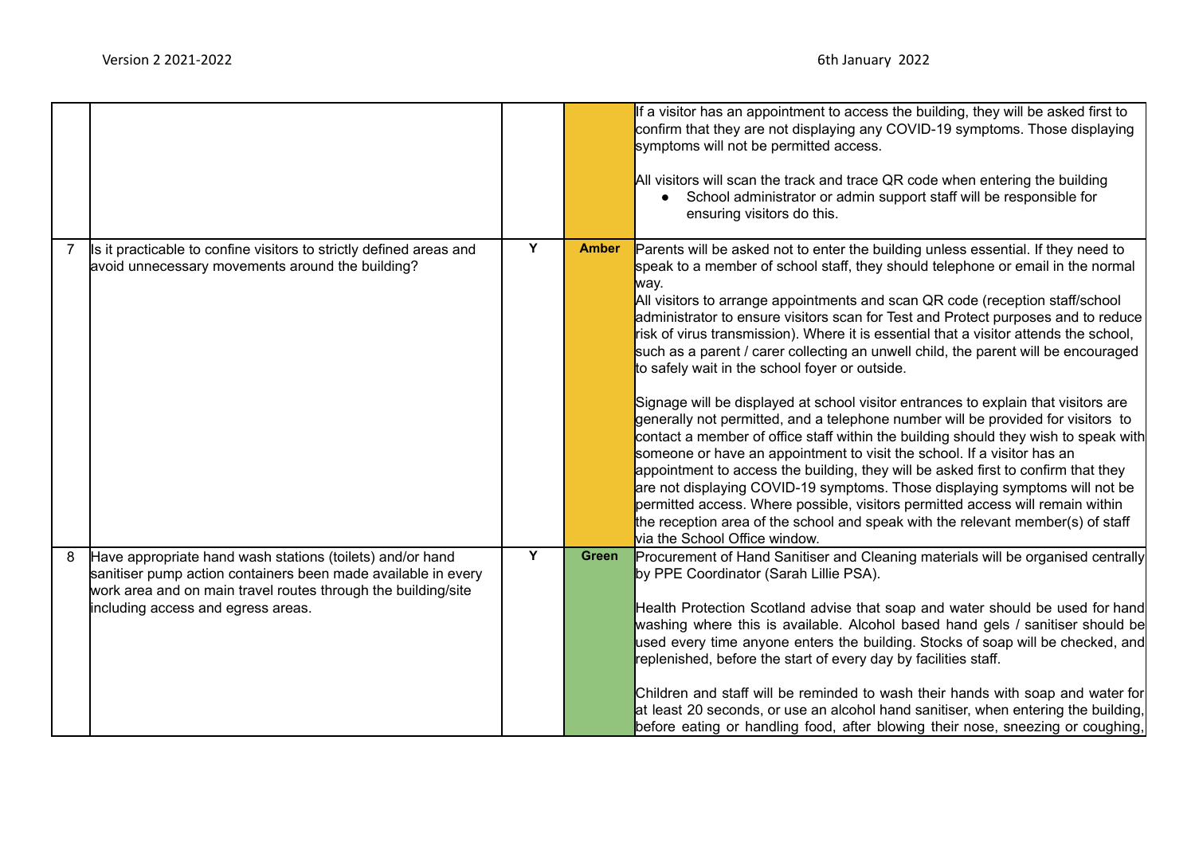| | | | | |
|---|---|---|---|---|
| | | | | If a visitor has an appointment to access the building, they will be asked first to confirm that they are not displaying any COVID-19 symptoms. Those displaying symptoms will not be permitted access.<br><br>All visitors will scan the track and trace QR code when entering the building<br>● School administrator or admin support staff will be responsible for ensuring visitors do this. |
| 7 | Is it practicable to confine visitors to strictly defined areas and avoid unnecessary movements around the building? | Y | **Amber** | Parents will be asked not to enter the building unless essential. If they need to speak to a member of school staff, they should telephone or email in the normal way.<br>All visitors to arrange appointments and scan QR code (reception staff/school administrator to ensure visitors scan for Test and Protect purposes and to reduce risk of virus transmission). Where it is essential that a visitor attends the school, such as a parent / carer collecting an unwell child, the parent will be encouraged to safely wait in the school foyer or outside.<br><br>Signage will be displayed at school visitor entrances to explain that visitors are generally not permitted, and a telephone number will be provided for visitors to contact a member of office staff within the building should they wish to speak with someone or have an appointment to visit the school. If a visitor has an appointment to access the building, they will be asked first to confirm that they are not displaying COVID-19 symptoms. Those displaying symptoms will not be permitted access. Where possible, visitors permitted access will remain within the reception area of the school and speak with the relevant member(s) of staff via the School Office window. |
| 8 | Have appropriate hand wash stations (toilets) and/or hand sanitiser pump action containers been made available in every work area and on main travel routes through the building/site including access and egress areas. | Y | **Green** | Procurement of Hand Sanitiser and Cleaning materials will be organised centrally by PPE Coordinator (Sarah Lillie PSA).<br><br>Health Protection Scotland advise that soap and water should be used for hand washing where this is available. Alcohol based hand gels / sanitiser should be used every time anyone enters the building. Stocks of soap will be checked, and replenished, before the start of every day by facilities staff.<br><br>Children and staff will be reminded to wash their hands with soap and water for at least 20 seconds, or use an alcohol hand sanitiser, when entering the building, before eating or handling food, after blowing their nose, sneezing or coughing, |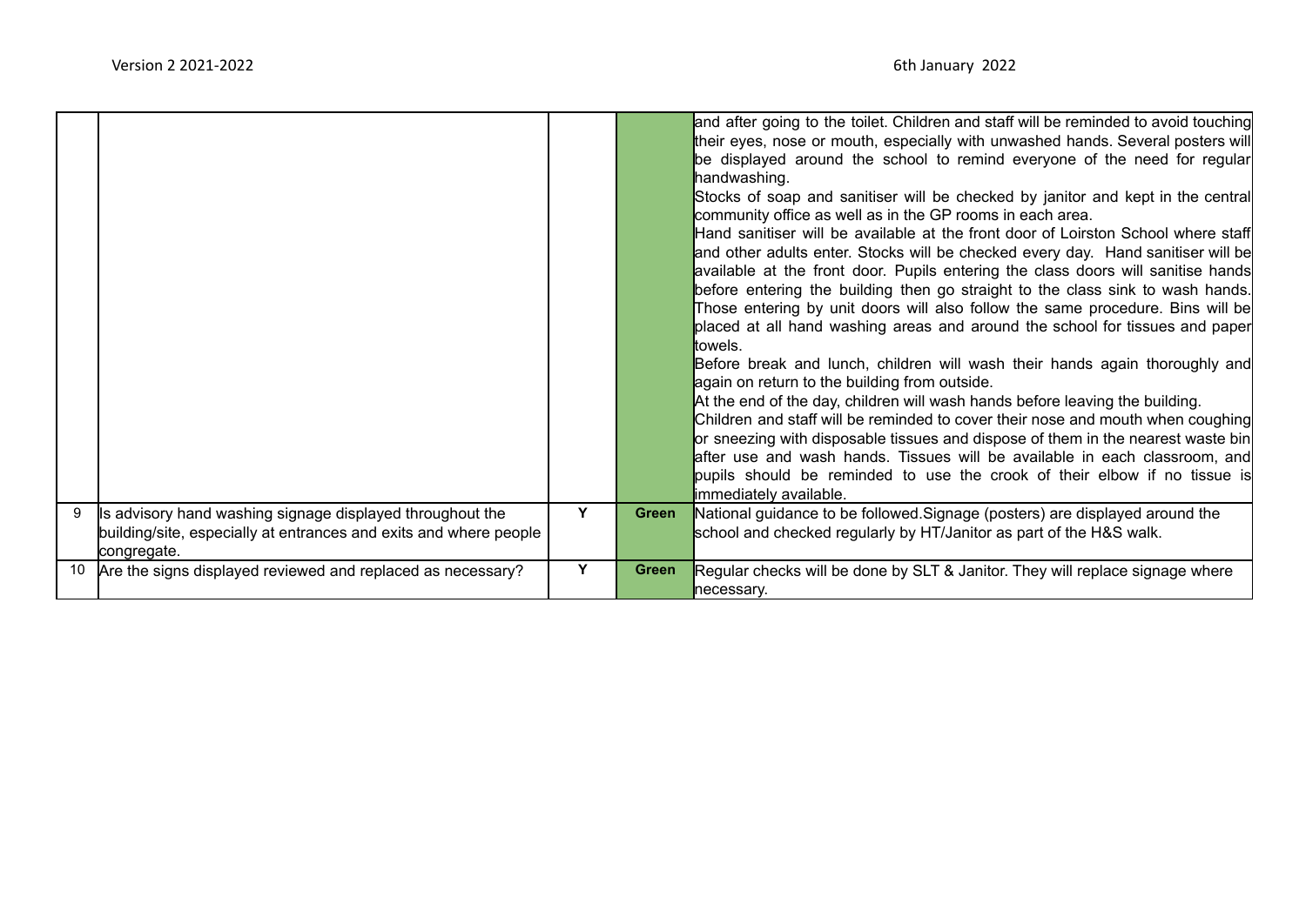| | | | | |
|---|---|---|---|---|
| | | | | and after going to the toilet. Children and staff will be reminded to avoid touching their eyes, nose or mouth, especially with unwashed hands. Several posters will be displayed around the school to remind everyone of the need for regular handwashing.<br>Stocks of soap and sanitiser will be checked by janitor and kept in the central community office as well as in the GP rooms in each area.<br>Hand sanitiser will be available at the front door of Loirston School where staff and other adults enter. Stocks will be checked every day. Hand sanitiser will be available at the front door. Pupils entering the class doors will sanitise hands before entering the building then go straight to the class sink to wash hands. Those entering by unit doors will also follow the same procedure. Bins will be placed at all hand washing areas and around the school for tissues and paper towels.<br>Before break and lunch, children will wash their hands again thoroughly and again on return to the building from outside.<br>At the end of the day, children will wash hands before leaving the building.<br>Children and staff will be reminded to cover their nose and mouth when coughing or sneezing with disposable tissues and dispose of them in the nearest waste bin after use and wash hands. Tissues will be available in each classroom, and pupils should be reminded to use the crook of their elbow if no tissue is immediately available. |
| 9 | Is advisory hand washing signage displayed throughout the building/site, especially at entrances and exits and where people congregate. | Y | **Green** | National guidance to be followed.Signage (posters) are displayed around the school and checked regularly by HT/Janitor as part of the H&S walk. |
| 10 | Are the signs displayed reviewed and replaced as necessary? | Y | **Green** | Regular checks will be done by SLT & Janitor. They will replace signage where necessary. |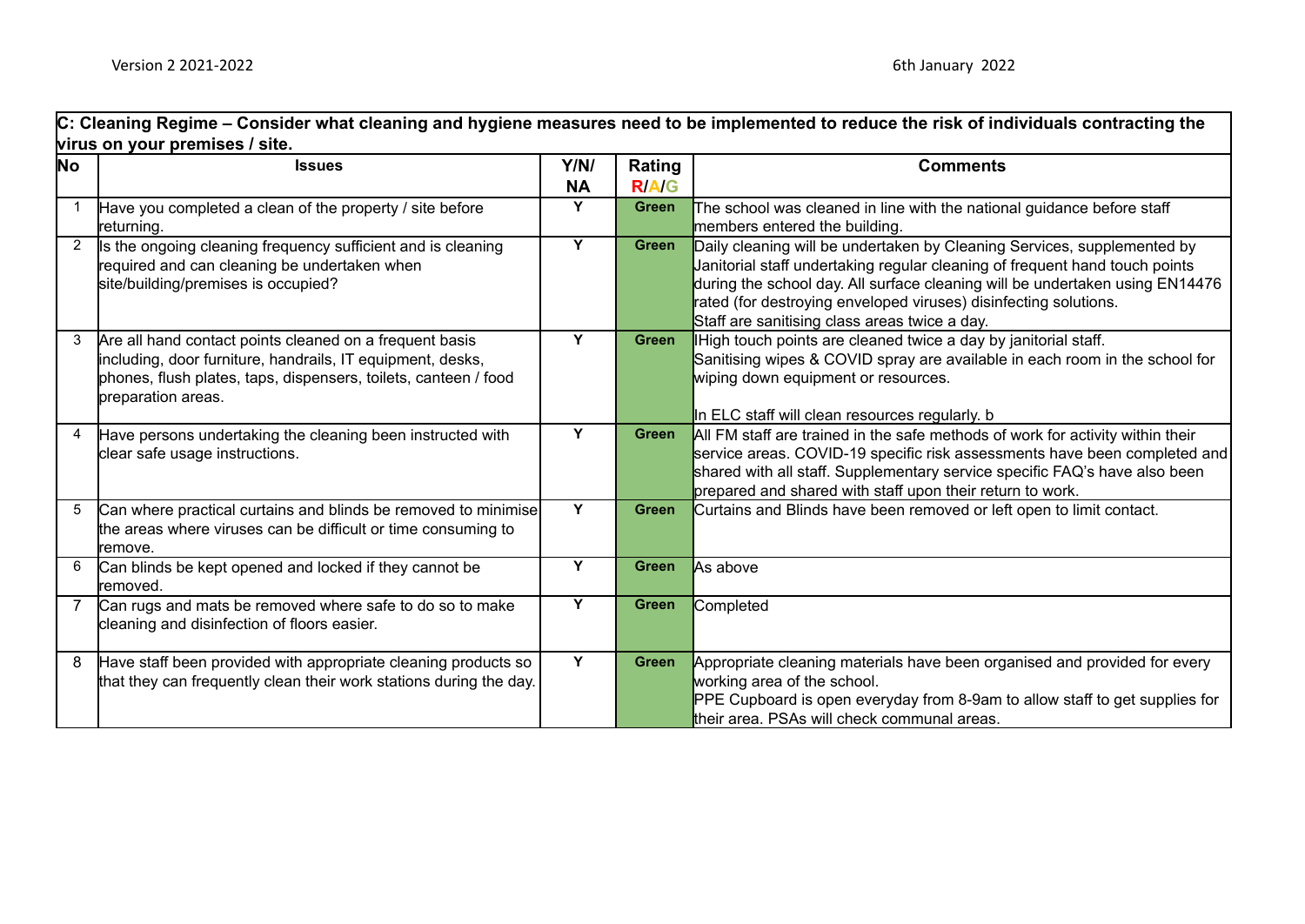| C: Cleaning Regime – Consider what cleaning and hygiene measures need to be implemented to reduce the risk of individuals contracting the virus on your premises / site. | | | | |
|---|---|---|---|---|
| **No** | **Issues** | **Y/N/ NA** | **Rating R/A/G** | **Comments** |
| 1 | Have you completed a clean of the property / site before returning. | Y | Green | The school was cleaned in line with the national guidance before staff members entered the building. |
| 2 | Is the ongoing cleaning frequency sufficient and is cleaning required and can cleaning be undertaken when site/building/premises is occupied? | Y | Green | Daily cleaning will be undertaken by Cleaning Services, supplemented by Janitorial staff undertaking regular cleaning of frequent hand touch points during the school day. All surface cleaning will be undertaken using EN14476 rated (for destroying enveloped viruses) disinfecting solutions.<br>Staff are sanitising class areas twice a day. |
| 3 | Are all hand contact points cleaned on a frequent basis including, door furniture, handrails, IT equipment, desks, phones, flush plates, taps, dispensers, toilets, canteen / food preparation areas. | Y | Green | IHigh touch points are cleaned twice a day by janitorial staff.<br>Sanitising wipes & COVID spray are available in each room in the school for wiping down equipment or resources.<br><br>In ELC staff will clean resources regularly. b |
| 4 | Have persons undertaking the cleaning been instructed with clear safe usage instructions. | Y | Green | All FM staff are trained in the safe methods of work for activity within their service areas. COVID-19 specific risk assessments have been completed and shared with all staff. Supplementary service specific FAQ's have also been prepared and shared with staff upon their return to work. |
| 5 | Can where practical curtains and blinds be removed to minimise the areas where viruses can be difficult or time consuming to remove. | Y | Green | Curtains and Blinds have been removed or left open to limit contact. |
| 6 | Can blinds be kept opened and locked if they cannot be removed. | Y | Green | As above |
| 7 | Can rugs and mats be removed where safe to do so to make cleaning and disinfection of floors easier. | Y | Green | Completed |
| 8 | Have staff been provided with appropriate cleaning products so that they can frequently clean their work stations during the day. | Y | Green | Appropriate cleaning materials have been organised and provided for every working area of the school.<br>PPE Cupboard is open everyday from 8-9am to allow staff to get supplies for their area. PSAs will check communal areas. |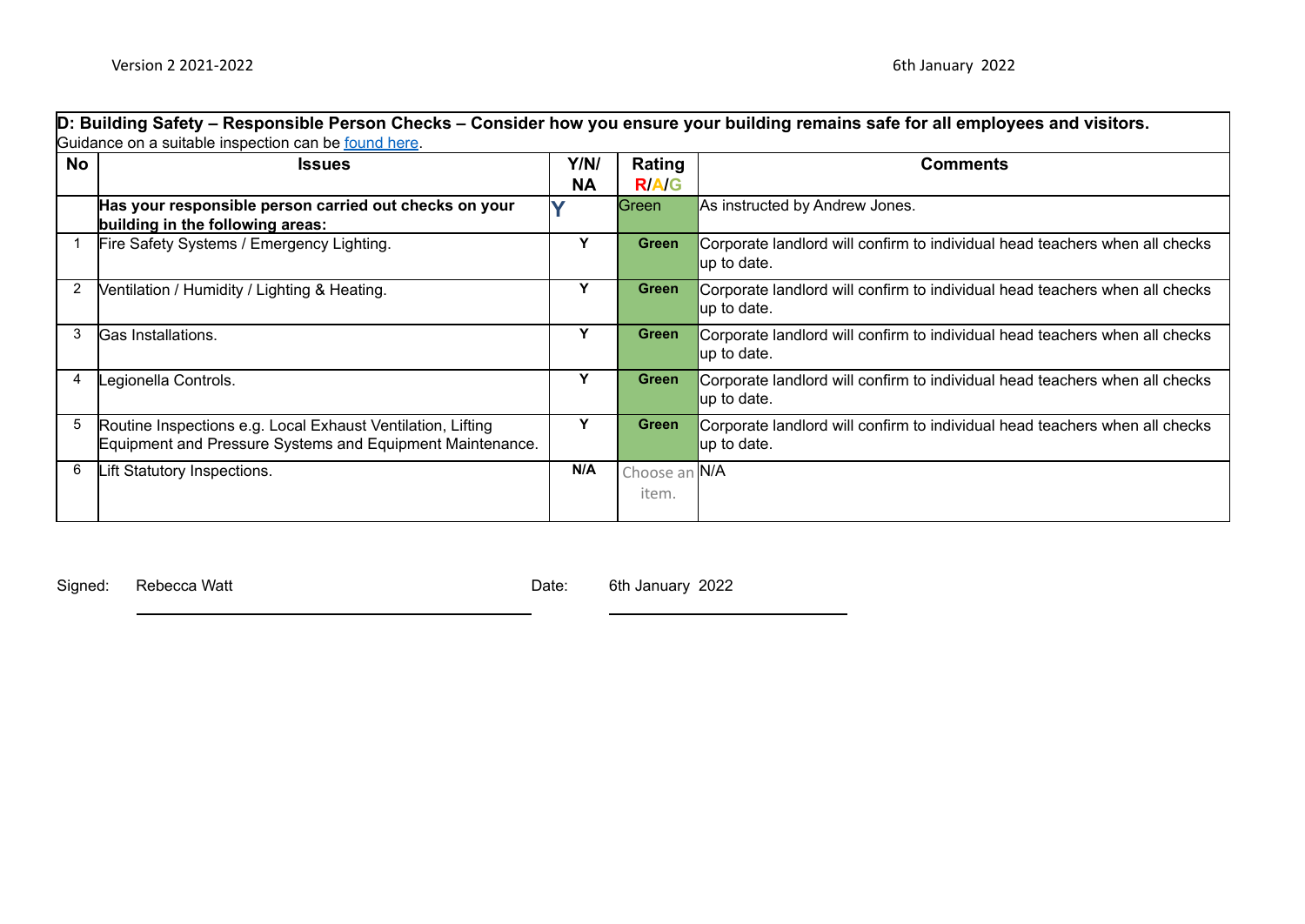**D: Building Safety – Responsible Person Checks – Consider how you ensure your building remains safe for all employees and visitors.**
Guidance on a suitable inspection can be found here.

| No | Issues | Y/N/NA | Rating R/A/G | Comments |
|---|---|---|---|---|
| | **Has your responsible person carried out checks on your building in the following areas:** | Y | Green | As instructed by Andrew Jones. |
| 1 | Fire Safety Systems / Emergency Lighting. | Y | Green | Corporate landlord will confirm to individual head teachers when all checks up to date. |
| 2 | Ventilation / Humidity / Lighting & Heating. | Y | Green | Corporate landlord will confirm to individual head teachers when all checks up to date. |
| 3 | Gas Installations. | Y | Green | Corporate landlord will confirm to individual head teachers when all checks up to date. |
| 4 | Legionella Controls. | Y | Green | Corporate landlord will confirm to individual head teachers when all checks up to date. |
| 5 | Routine Inspections e.g. Local Exhaust Ventilation, Lifting Equipment and Pressure Systems and Equipment Maintenance. | Y | Green | Corporate landlord will confirm to individual head teachers when all checks up to date. |
| 6 | Lift Statutory Inspections. | N/A | Choose an item. | N/A |

Signed: Rebecca Watt Date: 6th January 2022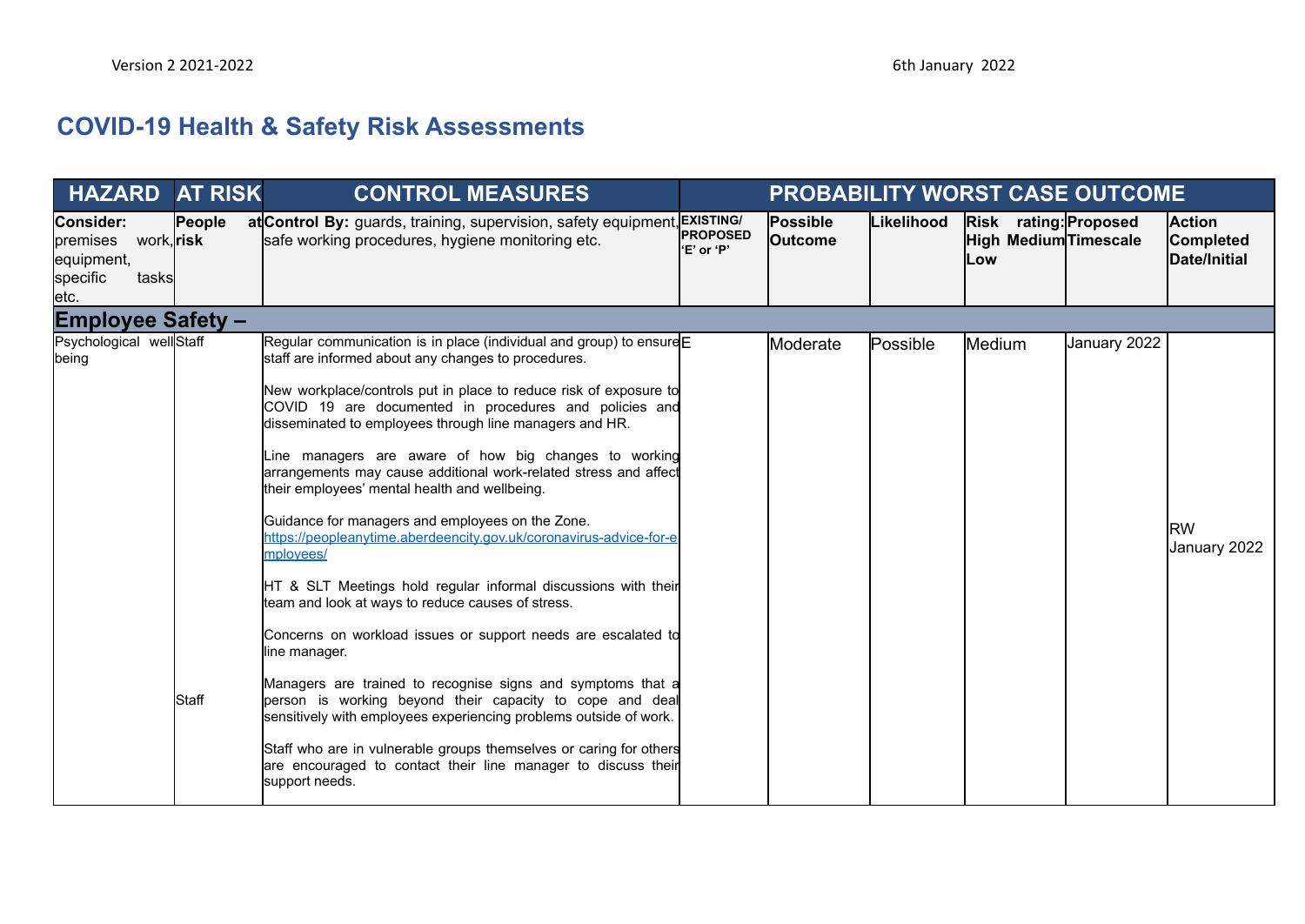Version 2 2021-2022 6th January 2022

# COVID-19 Health & Safety Risk Assessments

| HAZARD | AT RISK | CONTROL MEASURES | PROBABILITY WORST CASE OUTCOME | | | | | |
|---|---|---|---|---|---|---|---|---|
| **Consider:** premises work, equipment, specific tasks etc. | **People at risk** | **Control By:** guards, training, supervision, safety equipment, safe working procedures, hygiene monitoring etc. | **EXISTING/ PROPOSED 'E' or 'P'** | **Possible Outcome** | **Likelihood** | **Risk rating: High Medium Low** | **Proposed Timescale** | **Action Completed Date/Initial** |
| **Employee Safety –** | | | | | | | | |
| Psychological well being | Staff<br><br>Staff | Regular communication is in place (individual and group) to ensure staff are informed about any changes to procedures.<br><br>New workplace/controls put in place to reduce risk of exposure to COVID 19 are documented in procedures and policies and disseminated to employees through line managers and HR.<br><br>Line managers are aware of how big changes to working arrangements may cause additional work-related stress and affect their employees' mental health and wellbeing.<br><br>Guidance for managers and employees on the Zone. [https://peopleanytime.aberdeencity.gov.uk/coronavirus-advice-for-employees/](https://peopleanytime.aberdeencity.gov.uk/coronavirus-advice-for-employees/)<br><br>HT & SLT Meetings hold regular informal discussions with their team and look at ways to reduce causes of stress.<br><br>Concerns on workload issues or support needs are escalated to line manager.<br><br>Managers are trained to recognise signs and symptoms that a person is working beyond their capacity to cope and deal sensitively with employees experiencing problems outside of work.<br><br>Staff who are in vulnerable groups themselves or caring for others are encouraged to contact their line manager to discuss their support needs. | E | Moderate | Possible | Medium | January 2022 | RW January 2022 |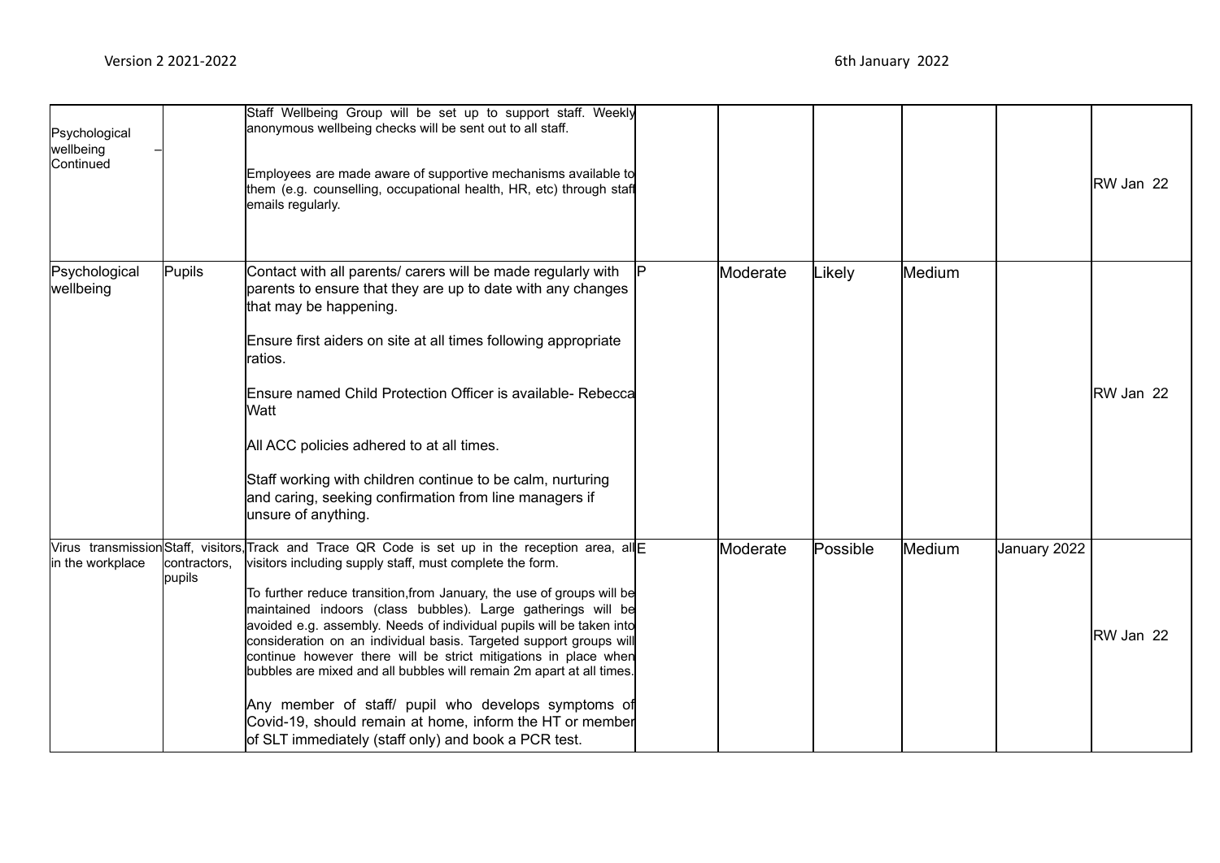| Psychological wellbeing – Continued | | Staff Wellbeing Group will be set up to support staff. Weekly anonymous wellbeing checks will be sent out to all staff.<br><br>Employees are made aware of supportive mechanisms available to them (e.g. counselling, occupational health, HR, etc) through staff emails regularly. | | | | | | RW Jan 22 |
|---|---|---|---|---|---|---|---|---|
| Psychological wellbeing | Pupils | Contact with all parents/ carers will be made regularly with parents to ensure that they are up to date with any changes that may be happening.<br><br>Ensure first aiders on site at all times following appropriate ratios.<br><br>Ensure named Child Protection Officer is available- Rebecca Watt<br><br>All ACC policies adhered to at all times.<br><br>Staff working with children continue to be calm, nurturing and caring, seeking confirmation from line managers if unsure of anything. | P | Moderate | Likely | Medium | | RW Jan 22 |
| Virus transmission in the workplace | Staff, visitors, contractors, pupils | Track and Trace QR Code is set up in the reception area, all visitors including supply staff, must complete the form.<br><br>To further reduce transition,from January, the use of groups will be maintained indoors (class bubbles). Large gatherings will be avoided e.g. assembly. Needs of individual pupils will be taken into consideration on an individual basis. Targeted support groups will continue however there will be strict mitigations in place when bubbles are mixed and all bubbles will remain 2m apart at all times.<br><br>Any member of staff/ pupil who develops symptoms of Covid-19, should remain at home, inform the HT or member of SLT immediately (staff only) and book a PCR test. | E | Moderate | Possible | Medium | January 2022 | RW Jan 22 |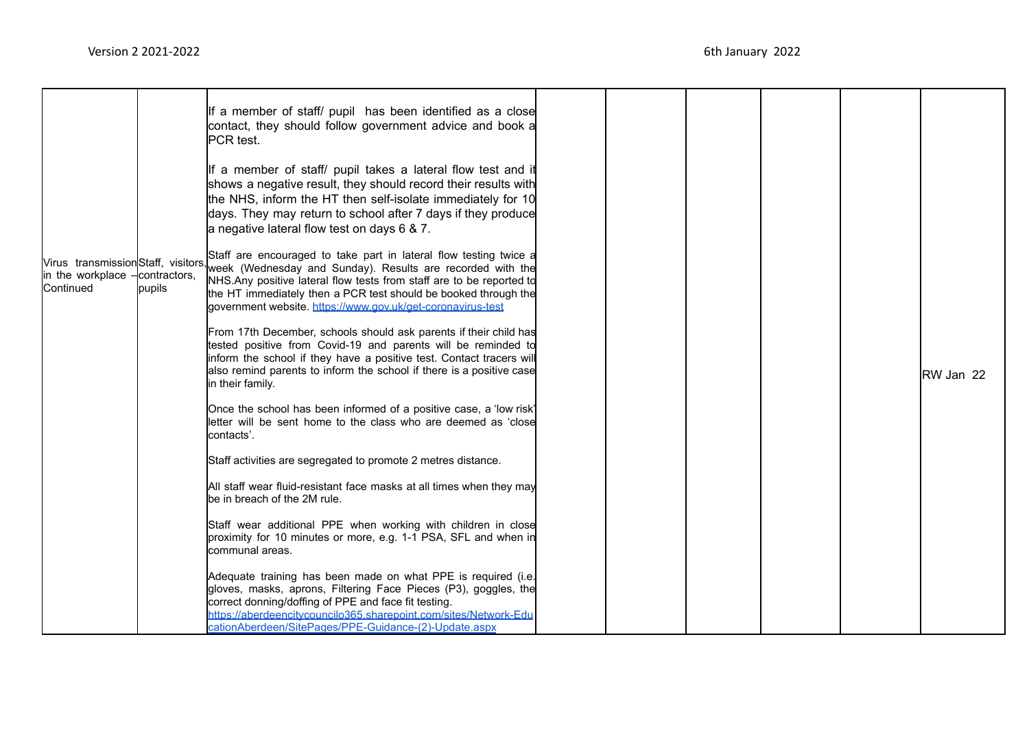| | | | | | | | |
|---|---|---|---|---|---|---|---|
| Virus transmission in the workplace – Continued | Staff, visitors, contractors, pupils | If a member of staff/ pupil has been identified as a close contact, they should follow government advice and book a PCR test.<br><br>If a member of staff/ pupil takes a lateral flow test and it shows a negative result, they should record their results with the NHS, inform the HT then self-isolate immediately for 10 days. They may return to school after 7 days if they produce a negative lateral flow test on days 6 & 7.<br><br>Staff are encouraged to take part in lateral flow testing twice a week (Wednesday and Sunday). Results are recorded with the NHS.Any positive lateral flow tests from staff are to be reported to the HT immediately then a PCR test should be booked through the government website. https://www.gov.uk/get-coronavirus-test<br><br>From 17th December, schools should ask parents if their child has tested positive from Covid-19 and parents will be reminded to inform the school if they have a positive test. Contact tracers will also remind parents to inform the school if there is a positive case in their family.<br><br>Once the school has been informed of a positive case, a 'low risk' letter will be sent home to the class who are deemed as 'close contacts'.<br><br>Staff activities are segregated to promote 2 metres distance.<br><br>All staff wear fluid-resistant face masks at all times when they may be in breach of the 2M rule.<br><br>Staff wear additional PPE when working with children in close proximity for 10 minutes or more, e.g. 1-1 PSA, SFL and when in communal areas.<br><br>Adequate training has been made on what PPE is required (i.e. gloves, masks, aprons, Filtering Face Pieces (P3), goggles, the correct donning/doffing of PPE and face fit testing. https://aberdeencitycouncilo365.sharepoint.com/sites/Network-EducationAberdeen/SitePages/PPE-Guidance-(2)-Update.aspx | | | | | | RW Jan 22 |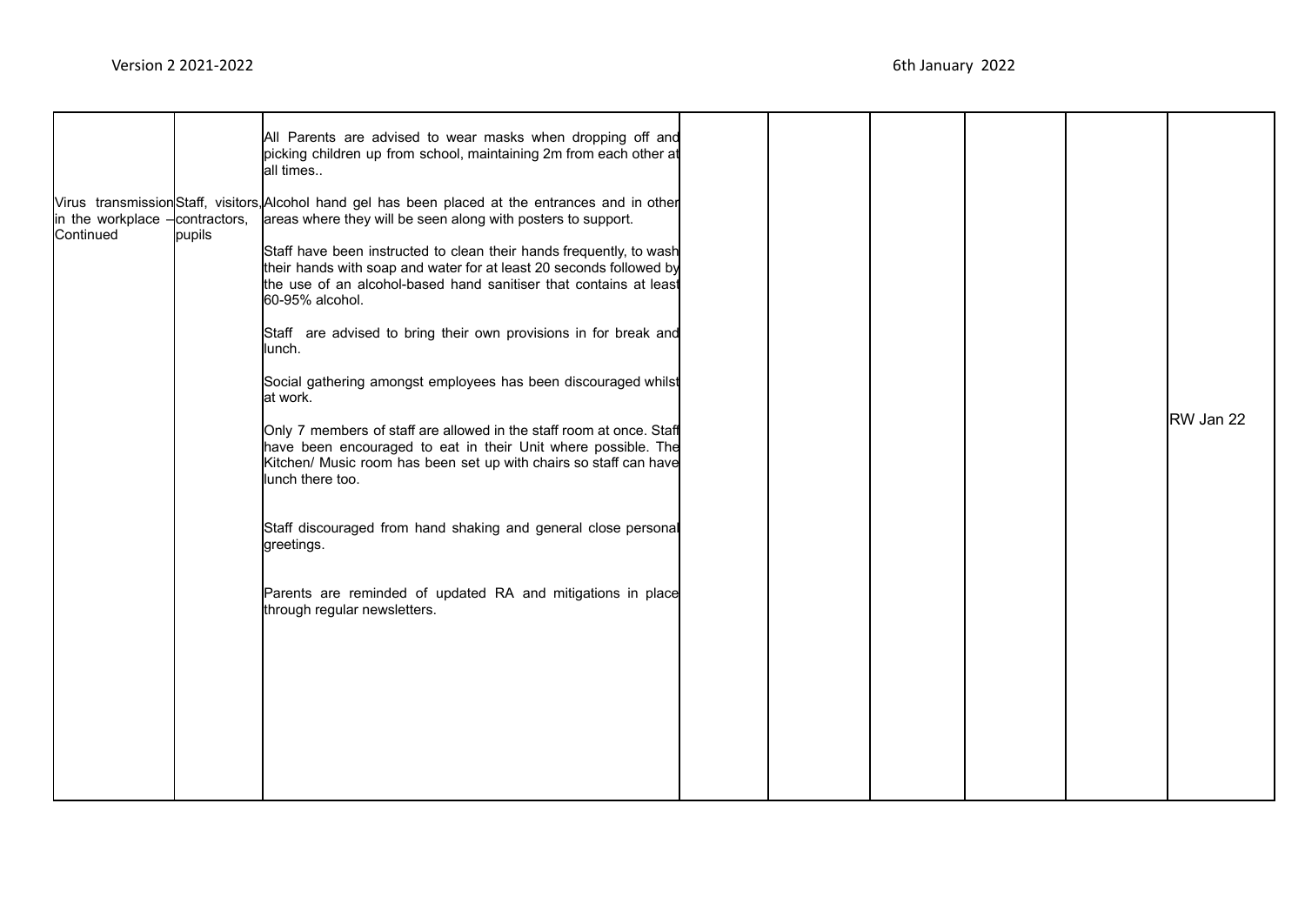| | | | | | | | | |
|---|---|---|---|---|---|---|---|---|
| Virus transmission in the workplace – Continued | Staff, visitors, contractors, pupils | All Parents are advised to wear masks when dropping off and picking children up from school, maintaining 2m from each other at all times..<br><br>Alcohol hand gel has been placed at the entrances and in other areas where they will be seen along with posters to support.<br><br>Staff have been instructed to clean their hands frequently, to wash their hands with soap and water for at least 20 seconds followed by the use of an alcohol-based hand sanitiser that contains at least 60-95% alcohol.<br><br>Staff are advised to bring their own provisions in for break and lunch.<br><br>Social gathering amongst employees has been discouraged whilst at work.<br><br>Only 7 members of staff are allowed in the staff room at once. Staff have been encouraged to eat in their Unit where possible. The Kitchen/ Music room has been set up with chairs so staff can have lunch there too.<br><br>Staff discouraged from hand shaking and general close personal greetings.<br><br>Parents are reminded of updated RA and mitigations in place through regular newsletters. | | | | | | RW Jan 22 |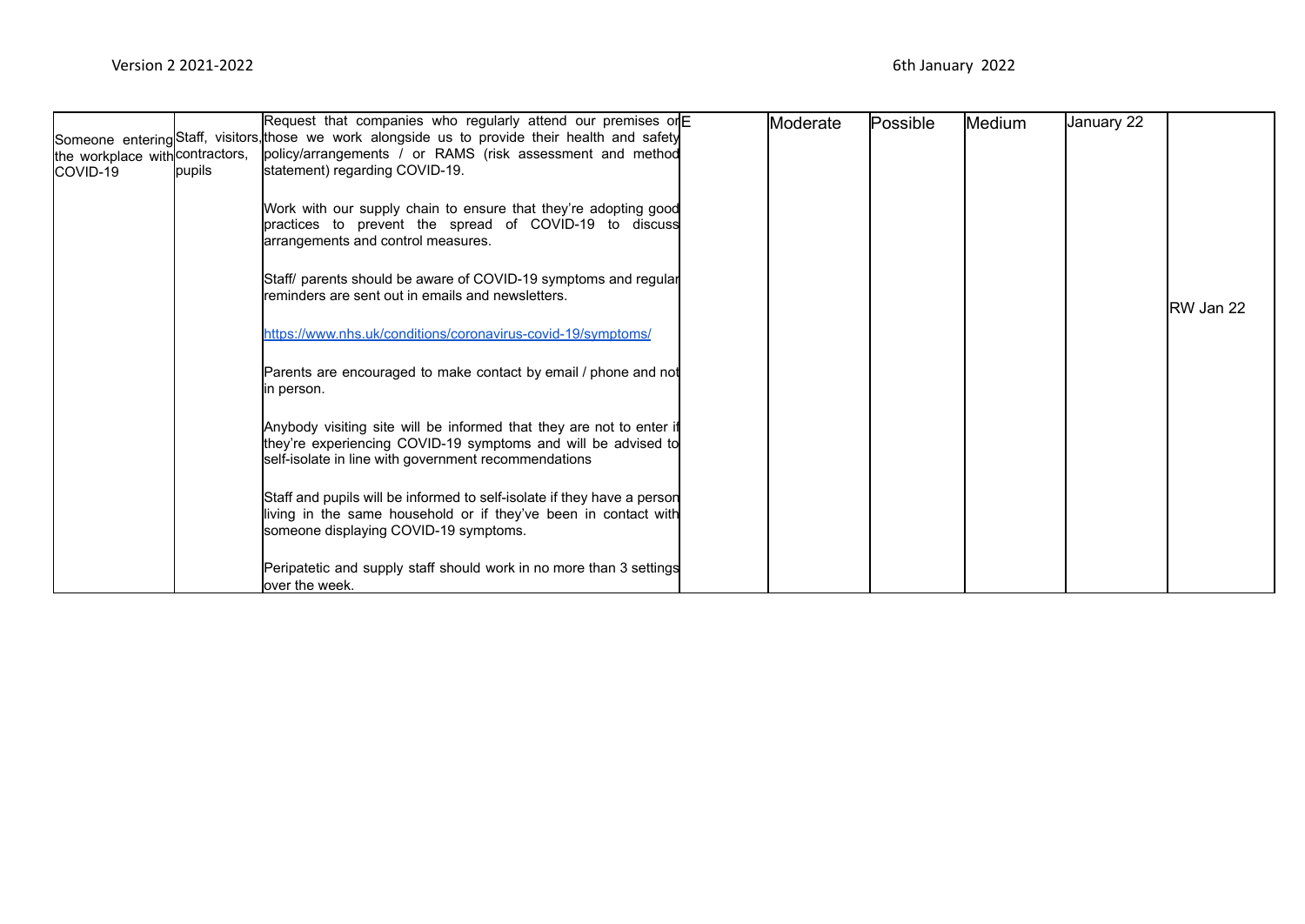| | | | | | | | | |
|---|---|---|---|---|---|---|---|---|
| Someone entering the workplace with COVID-19 | Staff, visitors, contractors, pupils | Request that companies who regularly attend our premises or those we work alongside us to provide their health and safety policy/arrangements / or RAMS (risk assessment and method statement) regarding COVID-19.<br><br>Work with our supply chain to ensure that they're adopting good practices to prevent the spread of COVID-19 to discuss arrangements and control measures.<br><br>Staff/ parents should be aware of COVID-19 symptoms and regular reminders are sent out in emails and newsletters.<br><br>https://www.nhs.uk/conditions/coronavirus-covid-19/symptoms/<br><br>Parents are encouraged to make contact by email / phone and not in person.<br><br>Anybody visiting site will be informed that they are not to enter if they're experiencing COVID-19 symptoms and will be advised to self-isolate in line with government recommendations<br><br>Staff and pupils will be informed to self-isolate if they have a person living in the same household or if they've been in contact with someone displaying COVID-19 symptoms.<br><br>Peripatetic and supply staff should work in no more than 3 settings over the week. | E | Moderate | Possible | Medium | January 22 | RW Jan 22 |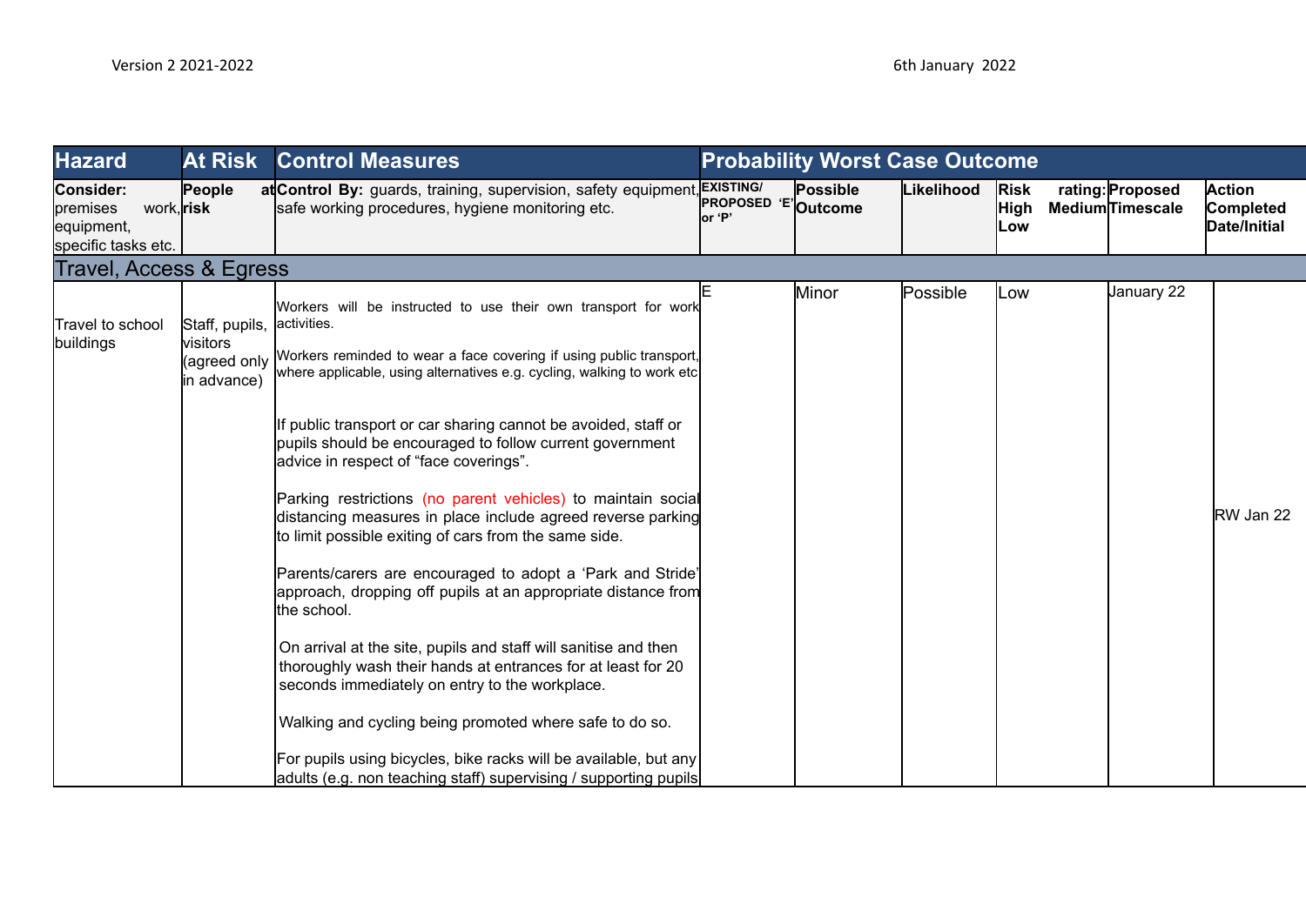Version 2 2021-2022 6th January 2022

| Hazard | At Risk | Control Measures | Probability Worst Case Outcome | | | | | |
|---|---|---|---|---|---|---|---|---|
| **Consider:** premises work, equipment, specific tasks etc. | **People at risk** | **Control By:** guards, training, supervision, safety equipment, safe working procedures, hygiene monitoring etc. | **EXISTING/ PROPOSED 'E' or 'P'** | **Possible Outcome** | **Likelihood** | **Risk rating: High Medium Low** | **Proposed Timescale** | **Action Completed Date/Initial** |
| Travel, Access & Egress | | | | | | | | |
| Travel to school buildings | Staff, pupils, visitors (agreed only in advance) | Workers will be instructed to use their own transport for work activities.<br><br>Workers reminded to wear a face covering if using public transport, where applicable, using alternatives e.g. cycling, walking to work etc<br><br>If public transport or car sharing cannot be avoided, staff or pupils should be encouraged to follow current government advice in respect of "face coverings".<br><br>Parking restrictions (no parent vehicles) to maintain social distancing measures in place include agreed reverse parking to limit possible exiting of cars from the same side.<br><br>Parents/carers are encouraged to adopt a 'Park and Stride' approach, dropping off pupils at an appropriate distance from the school.<br><br>On arrival at the site, pupils and staff will sanitise and then thoroughly wash their hands at entrances for at least for 20 seconds immediately on entry to the workplace.<br><br>Walking and cycling being promoted where safe to do so.<br><br>For pupils using bicycles, bike racks will be available, but any adults (e.g. non teaching staff) supervising / supporting pupils | E | Minor | Possible | Low | January 22 | RW Jan 22 |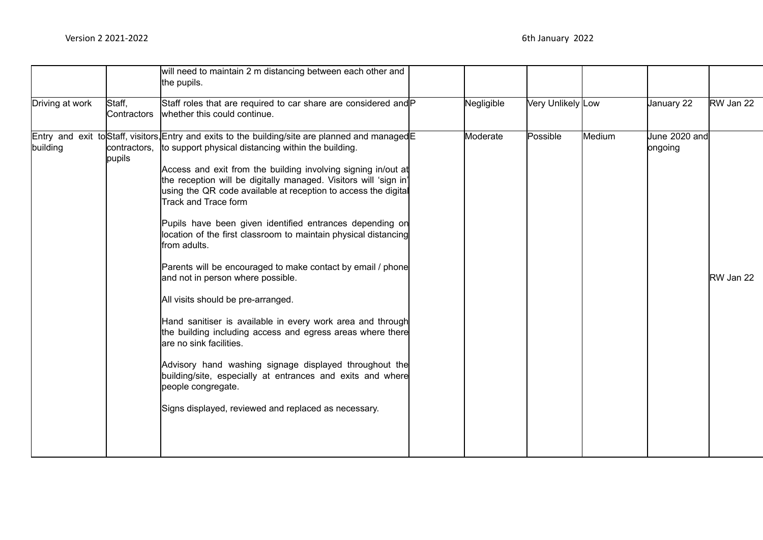| | | will need to maintain 2 m distancing between each other and the pupils. | | | | | | |
|---|---|---|---|---|---|---|---|---|
| Driving at work | Staff, Contractors | Staff roles that are required to car share are considered and whether this could continue. | P | Negligible | Very Unlikely | Low | January 22 | RW Jan 22 |
| Entry and exit to building | Staff, visitors, contractors, pupils | Entry and exits to the building/site are planned and managed to support physical distancing within the building.<br><br>Access and exit from the building involving signing in/out at the reception will be digitally managed. Visitors will 'sign in' using the QR code available at reception to access the digital Track and Trace form<br><br>Pupils have been given identified entrances depending on location of the first classroom to maintain physical distancing from adults.<br><br>Parents will be encouraged to make contact by email / phone and not in person where possible.<br><br>All visits should be pre-arranged.<br><br>Hand sanitiser is available in every work area and through the building including access and egress areas where there are no sink facilities.<br><br>Advisory hand washing signage displayed throughout the building/site, especially at entrances and exits and where people congregate.<br><br>Signs displayed, reviewed and replaced as necessary. | E | Moderate | Possible | Medium | June 2020 and ongoing | RW Jan 22 |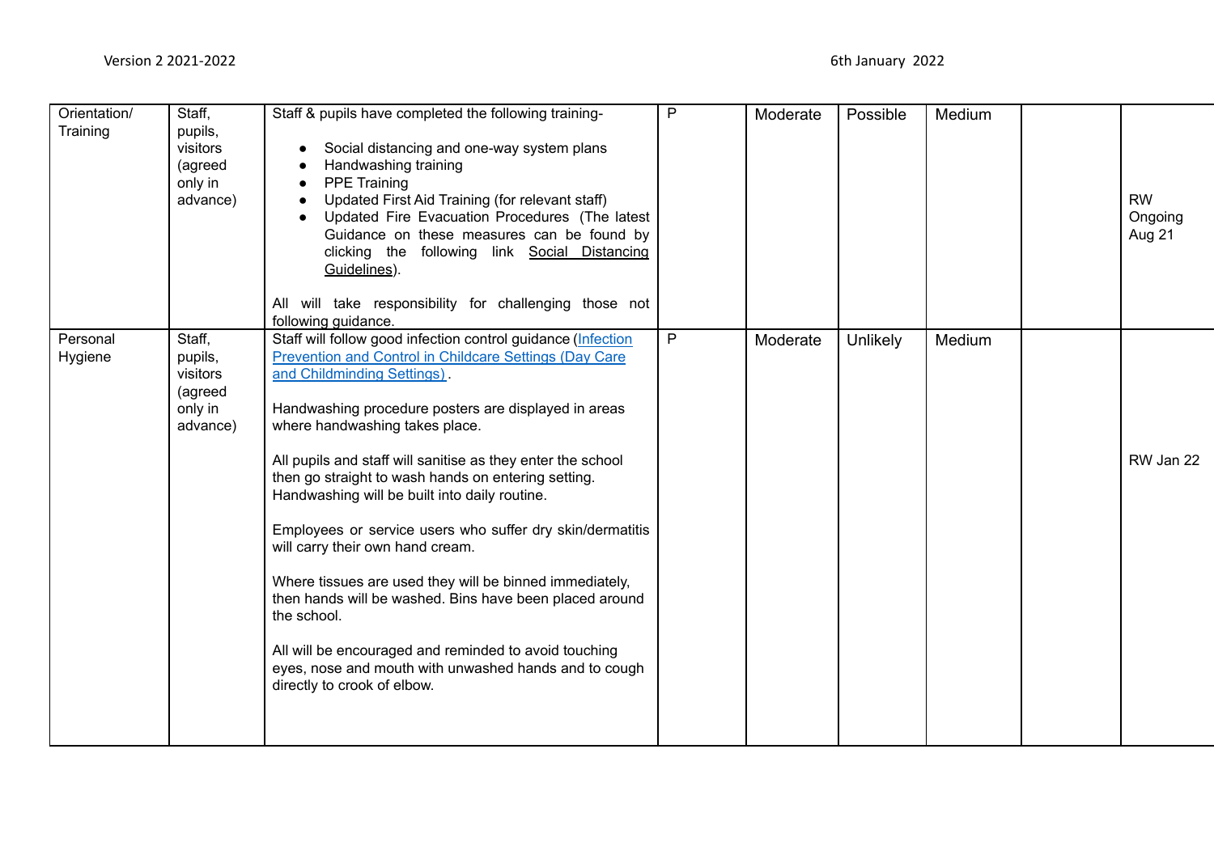| Orientation/ Training | Staff, pupils, visitors (agreed only in advance) | Staff & pupils have completed the following training-<br>• Social distancing and one-way system plans<br>• Handwashing training<br>• PPE Training<br>• Updated First Aid Training (for relevant staff)<br>• Updated Fire Evacuation Procedures (The latest Guidance on these measures can be found by clicking the following link Social Distancing Guidelines).<br><br>All will take responsibility for challenging those not following guidance. | P | Moderate | Possible | Medium | | RW Ongoing Aug 21 |
|---|---|---|---|---|---|---|---|---|
| Personal Hygiene | Staff, pupils, visitors (agreed only in advance) | Staff will follow good infection control guidance (Infection Prevention and Control in Childcare Settings (Day Care and Childminding Settings)).<br><br>Handwashing procedure posters are displayed in areas where handwashing takes place.<br><br>All pupils and staff will sanitise as they enter the school then go straight to wash hands on entering setting. Handwashing will be built into daily routine.<br><br>Employees or service users who suffer dry skin/dermatitis will carry their own hand cream.<br><br>Where tissues are used they will be binned immediately, then hands will be washed. Bins have been placed around the school.<br><br>All will be encouraged and reminded to avoid touching eyes, nose and mouth with unwashed hands and to cough directly to crook of elbow. | P | Moderate | Unlikely | Medium | | RW Jan 22 |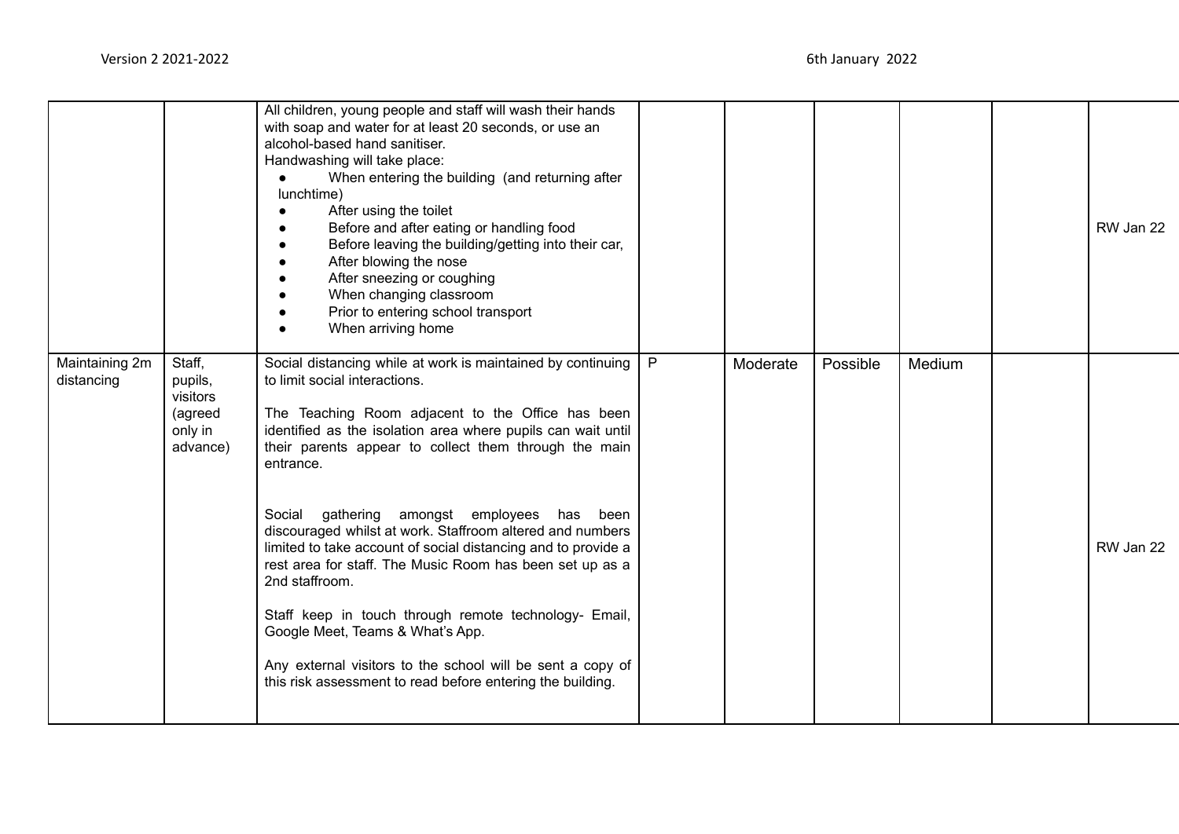| | | | | | | | | |
|---|---|---|---|---|---|---|---|---|
| | | All children, young people and staff will wash their hands with soap and water for at least 20 seconds, or use an alcohol-based hand sanitiser.<br>Handwashing will take place:<br>● When entering the building (and returning after lunchtime)<br>● After using the toilet<br>● Before and after eating or handling food<br>● Before leaving the building/getting into their car,<br>● After blowing the nose<br>● After sneezing or coughing<br>● When changing classroom<br>● Prior to entering school transport<br>● When arriving home | | | | | | RW Jan 22 |
| Maintaining 2m distancing | Staff, pupils, visitors (agreed only in advance) | Social distancing while at work is maintained by continuing to limit social interactions.<br><br>The Teaching Room adjacent to the Office has been identified as the isolation area where pupils can wait until their parents appear to collect them through the main entrance.<br><br>Social gathering amongst employees has been discouraged whilst at work. Staffroom altered and numbers limited to take account of social distancing and to provide a rest area for staff. The Music Room has been set up as a 2nd staffroom.<br><br>Staff keep in touch through remote technology- Email, Google Meet, Teams & What's App.<br><br>Any external visitors to the school will be sent a copy of this risk assessment to read before entering the building. | P | Moderate | Possible | Medium | | RW Jan 22 |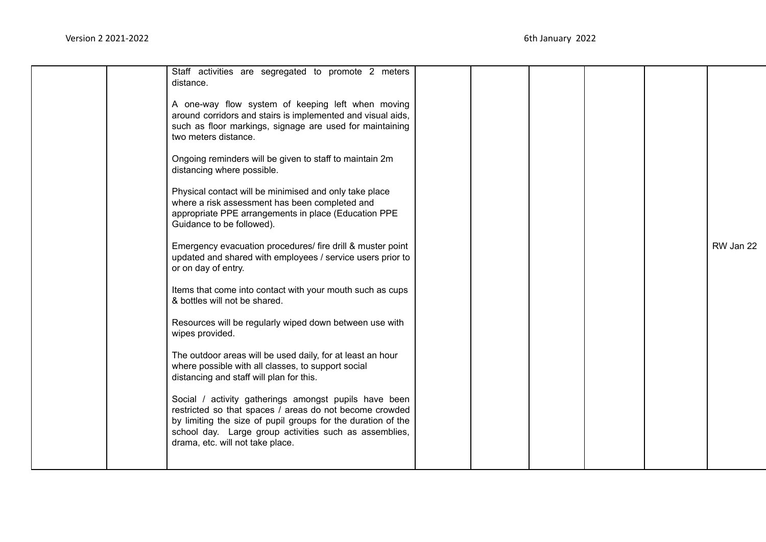| | | | | | | | |
|---|---|---|---|---|---|---|---|
| | | Staff activities are segregated to promote 2 meters distance.<br><br>A one-way flow system of keeping left when moving around corridors and stairs is implemented and visual aids, such as floor markings, signage are used for maintaining two meters distance.<br><br>Ongoing reminders will be given to staff to maintain 2m distancing where possible.<br><br>Physical contact will be minimised and only take place where a risk assessment has been completed and appropriate PPE arrangements in place (Education PPE Guidance to be followed).<br><br>Emergency evacuation procedures/ fire drill & muster point updated and shared with employees / service users prior to or on day of entry.<br><br>Items that come into contact with your mouth such as cups & bottles will not be shared.<br><br>Resources will be regularly wiped down between use with wipes provided.<br><br>The outdoor areas will be used daily, for at least an hour where possible with all classes, to support social distancing and staff will plan for this.<br><br>Social / activity gatherings amongst pupils have been restricted so that spaces / areas do not become crowded by limiting the size of pupil groups for the duration of the school day. Large group activities such as assemblies, drama, etc. will not take place. | | | | | RW Jan 22 |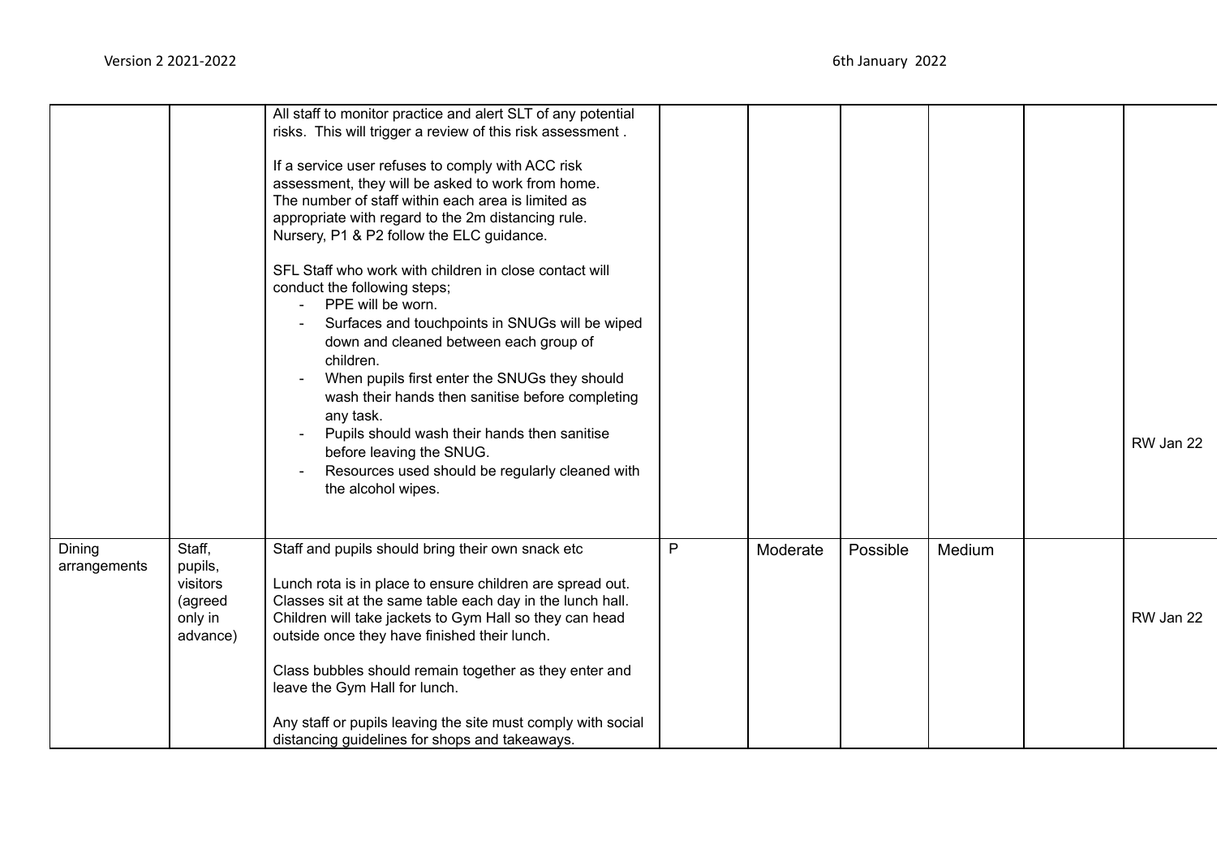| | | | | | | | | |
|---|---|---|---|---|---|---|---|---|
| | | All staff to monitor practice and alert SLT of any potential risks. This will trigger a review of this risk assessment .<br><br>If a service user refuses to comply with ACC risk assessment, they will be asked to work from home.<br>The number of staff within each area is limited as appropriate with regard to the 2m distancing rule.<br>Nursery, P1 & P2 follow the ELC guidance.<br><br>SFL Staff who work with children in close contact will conduct the following steps;<br>- PPE will be worn.<br>- Surfaces and touchpoints in SNUGs will be wiped down and cleaned between each group of children.<br>- When pupils first enter the SNUGs they should wash their hands then sanitise before completing any task.<br>- Pupils should wash their hands then sanitise before leaving the SNUG.<br>- Resources used should be regularly cleaned with the alcohol wipes. | | | | | | RW Jan 22 |
| Dining arrangements | Staff, pupils, visitors (agreed only in advance) | Staff and pupils should bring their own snack etc<br><br>Lunch rota is in place to ensure children are spread out. Classes sit at the same table each day in the lunch hall. Children will take jackets to Gym Hall so they can head outside once they have finished their lunch.<br><br>Class bubbles should remain together as they enter and leave the Gym Hall for lunch.<br><br>Any staff or pupils leaving the site must comply with social distancing guidelines for shops and takeaways. | P | Moderate | Possible | Medium | | RW Jan 22 |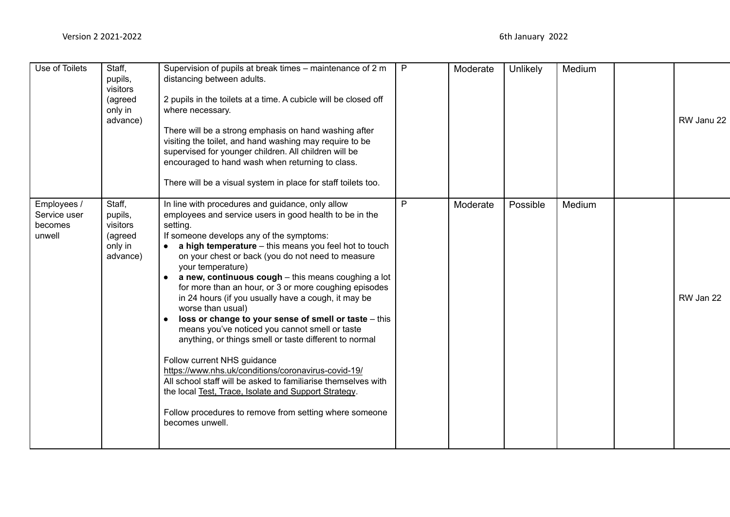| Use of Toilets | Staff, pupils, visitors (agreed only in advance) | Supervision of pupils at break times – maintenance of 2 m distancing between adults.<br><br>2 pupils in the toilets at a time. A cubicle will be closed off where necessary.<br><br>There will be a strong emphasis on hand washing after visiting the toilet, and hand washing may require to be supervised for younger children. All children will be encouraged to hand wash when returning to class.<br><br>There will be a visual system in place for staff toilets too. | P | Moderate | Unlikely | Medium | | RW Janu 22 |
|---|---|---|---|---|---|---|---|---|
| Employees / Service user becomes unwell | Staff, pupils, visitors (agreed only in advance) | In line with procedures and guidance, only allow employees and service users in good health to be in the setting.<br>If someone develops any of the symptoms:<br>• **a high temperature** – this means you feel hot to touch on your chest or back (you do not need to measure your temperature)<br>• **a new, continuous cough** – this means coughing a lot for more than an hour, or 3 or more coughing episodes in 24 hours (if you usually have a cough, it may be worse than usual)<br>• **loss or change to your sense of smell or taste** – this means you've noticed you cannot smell or taste anything, or things smell or taste different to normal<br><br>Follow current NHS guidance<br>https://www.nhs.uk/conditions/coronavirus-covid-19/<br>All school staff will be asked to familiarise themselves with the local Test, Trace, Isolate and Support Strategy.<br><br>Follow procedures to remove from setting where someone becomes unwell. | P | Moderate | Possible | Medium | | RW Jan 22 |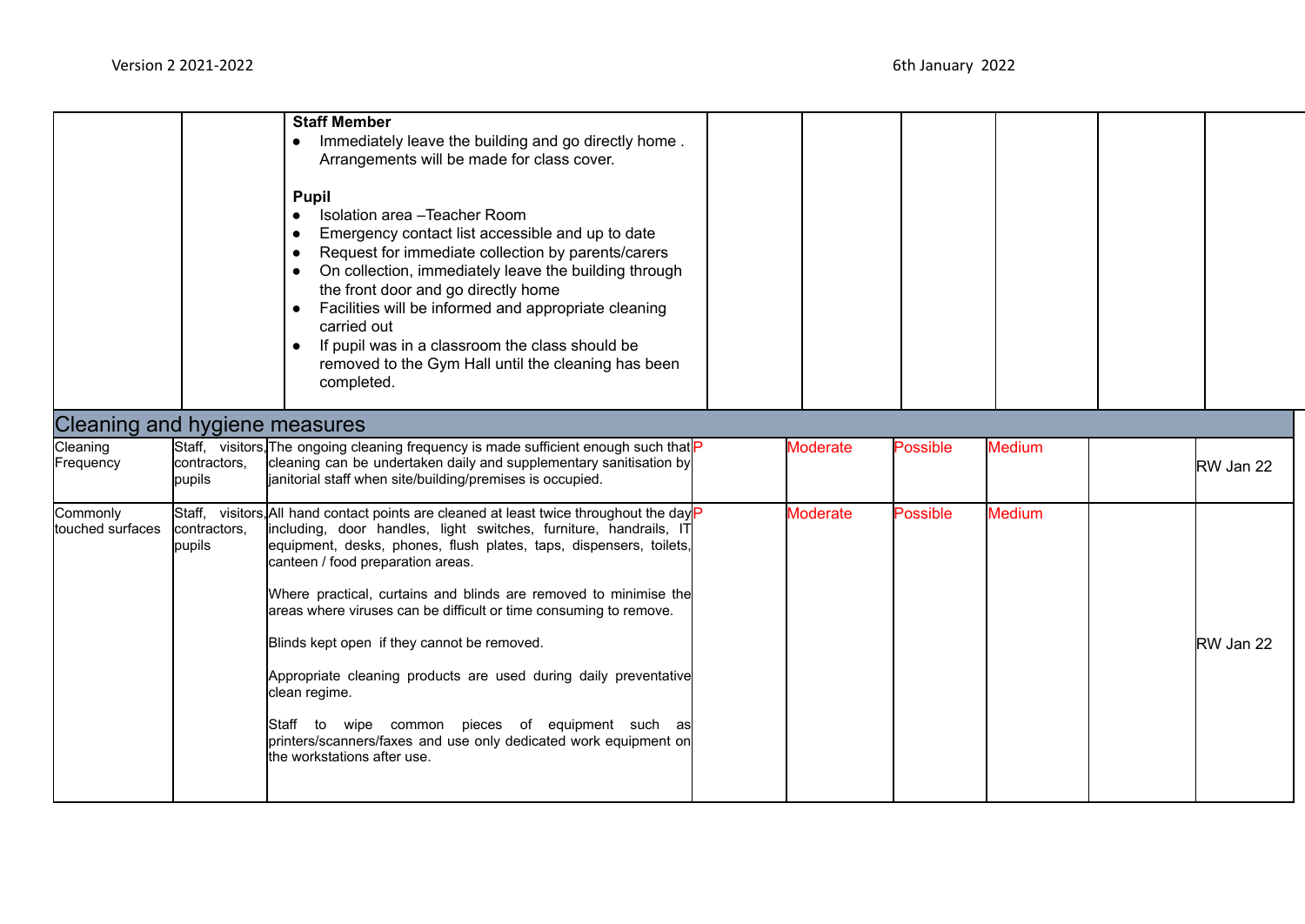| | | | | | | | | |
|---|---|---|---|---|---|---|---|---|
| | | **Staff Member**<br>● Immediately leave the building and go directly home . Arrangements will be made for class cover.<br><br>**Pupil**<br>● Isolation area –Teacher Room<br>● Emergency contact list accessible and up to date<br>● Request for immediate collection by parents/carers<br>● On collection, immediately leave the building through the front door and go directly home<br>● Facilities will be informed and appropriate cleaning carried out<br>● If pupil was in a classroom the class should be removed to the Gym Hall until the cleaning has been completed. | | | | | | |
| **Cleaning and hygiene measures** | | | | | | | | |
| Cleaning Frequency | Staff, visitors, contractors, pupils | The ongoing cleaning frequency is made sufficient enough such that cleaning can be undertaken daily and supplementary sanitisation by janitorial staff when site/building/premises is occupied. | P | Moderate | Possible | Medium | | RW Jan 22 |
| Commonly touched surfaces | Staff, visitors, contractors, pupils | All hand contact points are cleaned at least twice throughout the day including, door handles, light switches, furniture, handrails, IT equipment, desks, phones, flush plates, taps, dispensers, toilets, canteen / food preparation areas.<br><br>Where practical, curtains and blinds are removed to minimise the areas where viruses can be difficult or time consuming to remove.<br><br>Blinds kept open if they cannot be removed.<br><br>Appropriate cleaning products are used during daily preventative clean regime.<br><br>Staff to wipe common pieces of equipment such as printers/scanners/faxes and use only dedicated work equipment on the workstations after use. | P | Moderate | Possible | Medium | | RW Jan 22 |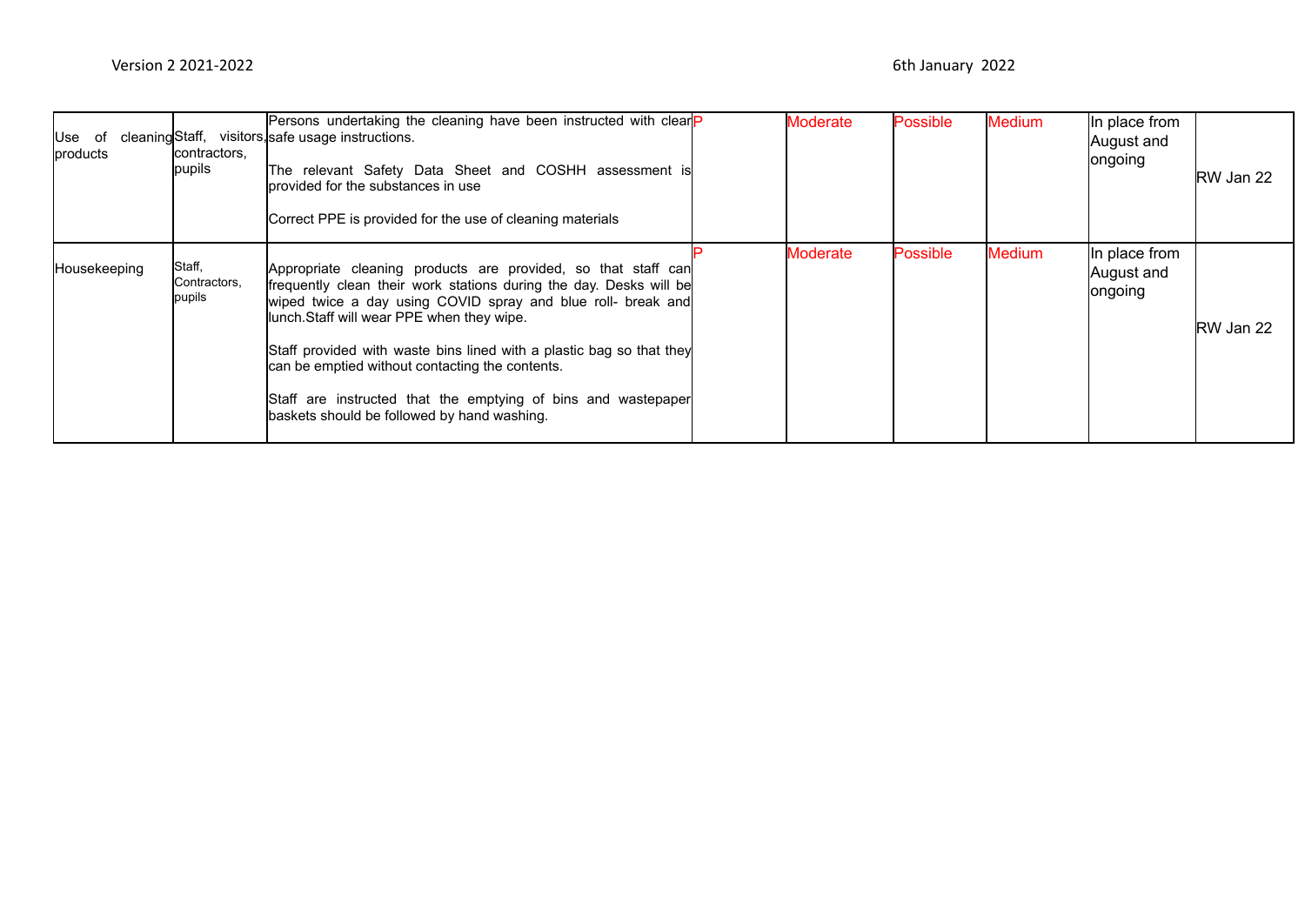| Use of cleaning products | Staff, visitors, contractors, pupils | Persons undertaking the cleaning have been instructed with clear safe usage instructions.<br><br>The relevant Safety Data Sheet and COSHH assessment is provided for the substances in use<br><br>Correct PPE is provided for the use of cleaning materials | P | Moderate | Possible | Medium | In place from August and ongoing | RW Jan 22 |
|---|---|---|---|---|---|---|---|---|
| Housekeeping | Staff, Contractors, pupils | Appropriate cleaning products are provided, so that staff can frequently clean their work stations during the day. Desks will be wiped twice a day using COVID spray and blue roll- break and lunch.Staff will wear PPE when they wipe.<br><br>Staff provided with waste bins lined with a plastic bag so that they can be emptied without contacting the contents.<br><br>Staff are instructed that the emptying of bins and wastepaper baskets should be followed by hand washing. | P | Moderate | Possible | Medium | In place from August and ongoing | RW Jan 22 |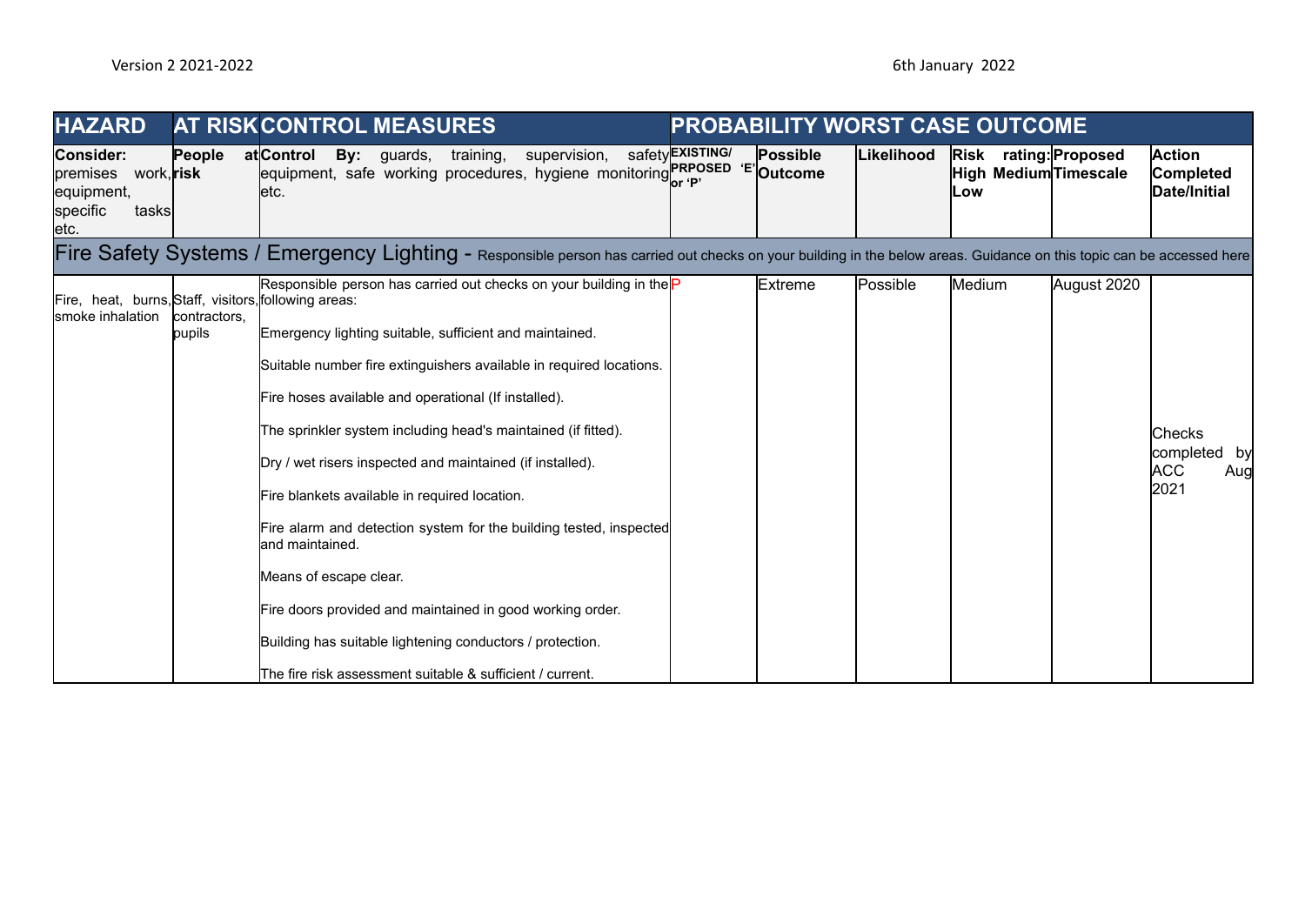Version 2 2021-2022 6th January 2022

| HAZARD | AT RISK | CONTROL MEASURES | PROBABILITY WORST CASE OUTCOME | | | | | |
|---|---|---|---|---|---|---|---|---|
| **Consider:** premises work, equipment, specific tasks etc. | **People at risk** | **Control By:** guards, training, supervision, safety equipment, safe working procedures, hygiene monitoring etc. | **EXISTING/ PRPOSED 'E' or 'P'** | **Possible Outcome** | **Likelihood** | **Risk rating: High Medium Low** | **Proposed Timescale** | **Action Completed Date/Initial** |
| Fire Safety Systems / Emergency Lighting - Responsible person has carried out checks on your building in the below areas. Guidance on this topic can be accessed here | | | | | | | | |
| Fire, heat, burns, smoke inhalation | Staff, visitors, contractors, pupils | Responsible person has carried out checks on your building in the following areas:<br><br>Emergency lighting suitable, sufficient and maintained.<br><br>Suitable number fire extinguishers available in required locations.<br><br>Fire hoses available and operational (If installed).<br><br>The sprinkler system including head's maintained (if fitted).<br><br>Dry / wet risers inspected and maintained (if installed).<br><br>Fire blankets available in required location.<br><br>Fire alarm and detection system for the building tested, inspected and maintained.<br><br>Means of escape clear.<br><br>Fire doors provided and maintained in good working order.<br><br>Building has suitable lightening conductors / protection.<br><br>The fire risk assessment suitable & sufficient / current. | P | Extreme | Possible | Medium | August 2020 | Checks completed by ACC Aug 2021 |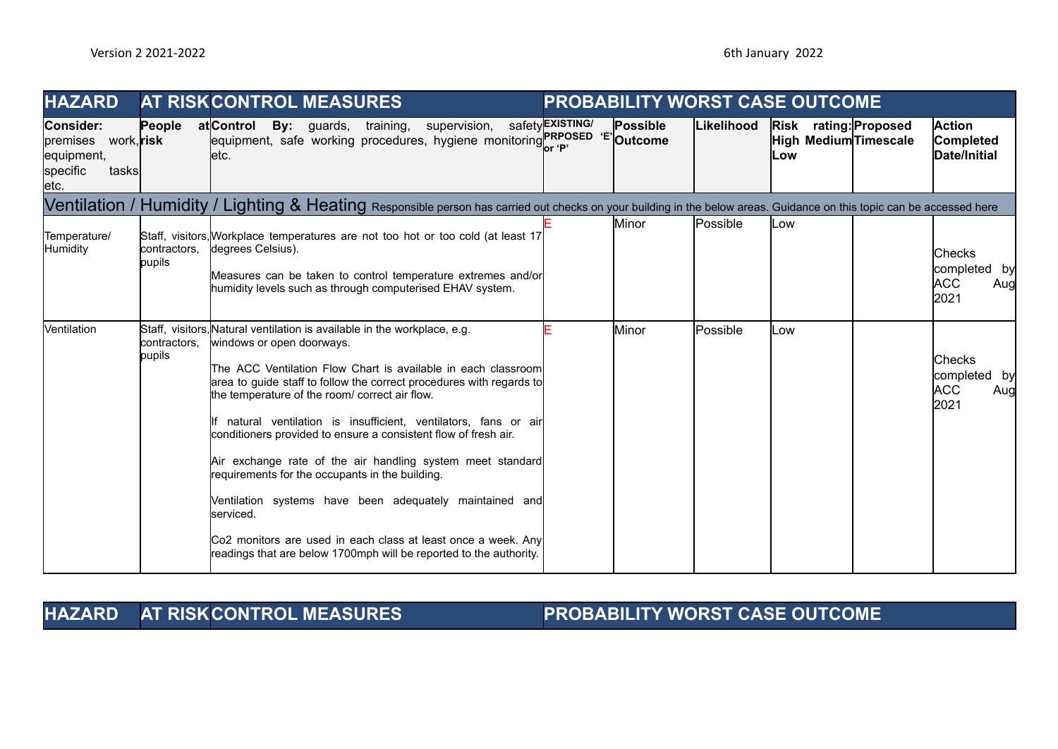Version 2 2021-2022 6th January 2022

| HAZARD | AT RISK | CONTROL MEASURES | PROBABILITY WORST CASE OUTCOME | | | | | |
|---|---|---|---|---|---|---|---|---|
| **Consider:** premises work, equipment, specific tasks etc. | **People at risk** | **Control By:** guards, training, supervision, safety equipment, safe working procedures, hygiene monitoring etc. | **EXISTING/ PRPOSED 'E' or 'P'** | **Possible Outcome** | **Likelihood** | **Risk rating: High Medium Low** | **Proposed Timescale** | **Action Completed Date/Initial** |
| Ventilation / Humidity / Lighting & Heating Responsible person has carried out checks on your building in the below areas. Guidance on this topic can be accessed here | | | | | | | | |
| Temperature/ Humidity | Staff, visitors, contractors, pupils | Workplace temperatures are not too hot or too cold (at least 17 degrees Celsius).<br><br>Measures can be taken to control temperature extremes and/or humidity levels such as through computerised EHAV system. | E | Minor | Possible | Low | | Checks completed by ACC Aug 2021 |
| Ventilation | Staff, visitors, contractors, pupils | Natural ventilation is available in the workplace, e.g. windows or open doorways.<br><br>The ACC Ventilation Flow Chart is available in each classroom area to guide staff to follow the correct procedures with regards to the temperature of the room/ correct air flow.<br><br>If natural ventilation is insufficient, ventilators, fans or air conditioners provided to ensure a consistent flow of fresh air.<br><br>Air exchange rate of the air handling system meet standard requirements for the occupants in the building.<br><br>Ventilation systems have been adequately maintained and serviced.<br><br>Co2 monitors are used in each class at least once a week. Any readings that are below 1700mph will be reported to the authority. | E | Minor | Possible | Low | | Checks completed by ACC Aug 2021 |

| HAZARD | AT RISK | CONTROL MEASURES | PROBABILITY WORST CASE OUTCOME |
|---|---|---|---|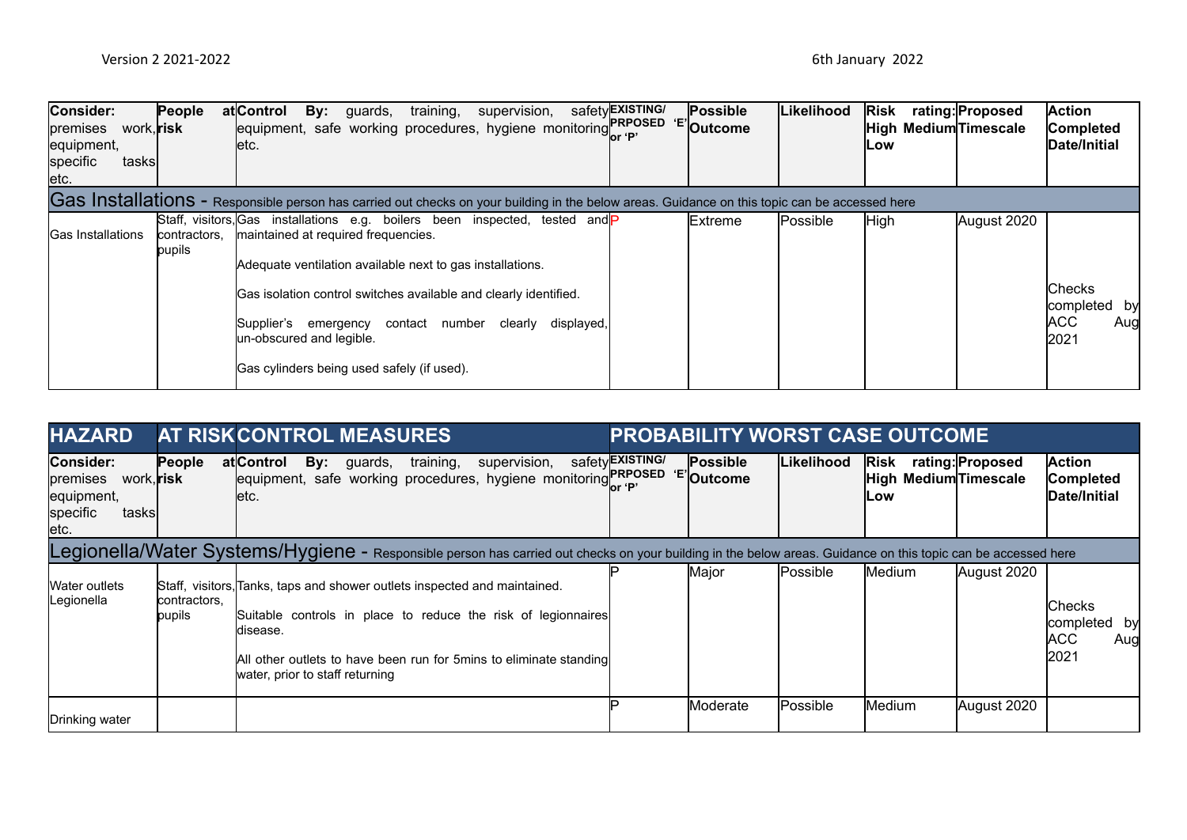| Consider: premises work, equipment, specific tasks etc. | People at risk | Control By: guards, training, supervision, safety equipment, safe working procedures, hygiene monitoring etc. | EXISTING/ PRPOSED 'E' or 'P' | Possible Outcome | Likelihood | Risk rating: High Medium Low | Proposed Timescale | Action Completed Date/Initial |
|---|---|---|---|---|---|---|---|---|
| **Gas Installations** - Responsible person has carried out checks on your building in the below areas. Guidance on this topic can be accessed here | | | | | | | | |
| Gas Installations | Staff, visitors, contractors, pupils | Gas installations e.g. boilers been inspected, tested and maintained at required frequencies.<br><br>Adequate ventilation available next to gas installations.<br><br>Gas isolation control switches available and clearly identified.<br><br>Supplier's emergency contact number clearly displayed, un-obscured and legible.<br><br>Gas cylinders being used safely (if used). | P | Extreme | Possible | High | August 2020 | Checks completed by ACC Aug 2021 |

| HAZARD | AT RISK | CONTROL MEASURES | PROBABILITY WORST CASE OUTCOME | | | | | |
|---|---|---|---|---|---|---|---|---|
| Consider: premises work, equipment, specific tasks etc. | People at risk | Control By: guards, training, supervision, safety equipment, safe working procedures, hygiene monitoring etc. | EXISTING/ PRPOSED 'E' or 'P' | Possible Outcome | Likelihood | Risk rating: High Medium Low | Proposed Timescale | Action Completed Date/Initial |
| **Legionella/Water Systems/Hygiene** - Responsible person has carried out checks on your building in the below areas. Guidance on this topic can be accessed here | | | | | | | | |
| Water outlets Legionella | Staff, visitors, contractors, pupils | Tanks, taps and shower outlets inspected and maintained.<br><br>Suitable controls in place to reduce the risk of legionnaires disease.<br><br>All other outlets to have been run for 5mins to eliminate standing water, prior to staff returning | P | Major | Possible | Medium | August 2020 | Checks completed by ACC Aug 2021 |
| Drinking water | | | P | Moderate | Possible | Medium | August 2020 | |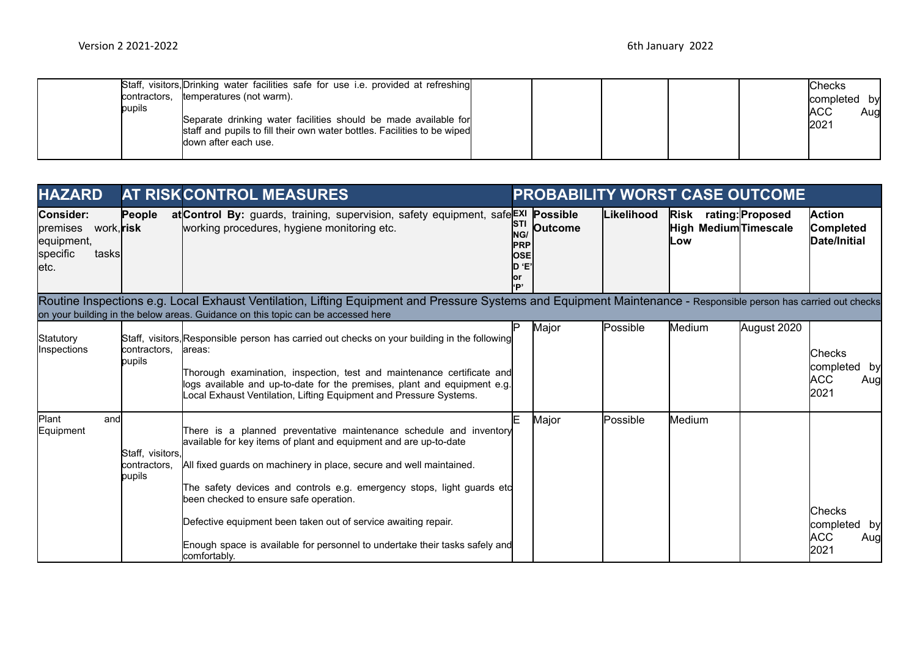| | | | | | | | | |
|---|---|---|---|---|---|---|---|---|
| | Staff, visitors, contractors, pupils | Drinking water facilities safe for use i.e. provided at refreshing temperatures (not warm).<br><br>Separate drinking water facilities should be made available for staff and pupils to fill their own water bottles. Facilities to be wiped down after each use. | | | | | | Checks completed by ACC Aug 2021 |

| HAZARD | AT RISK | CONTROL MEASURES | PROBABILITY WORST CASE OUTCOME | | | | | |
|---|---|---|---|---|---|---|---|---|
| **Consider:** premises work, equipment, specific tasks etc. | **People at risk** | **Control By:** guards, training, supervision, safety equipment, safe working procedures, hygiene monitoring etc. | **EXISTING/PRPOSED 'E' or 'P'** | **Possible Outcome** | **Likelihood** | **Risk rating: High Medium Low** | **Proposed Timescale** | **Action Completed Date/Initial** |
| Routine Inspections e.g. Local Exhaust Ventilation, Lifting Equipment and Pressure Systems and Equipment Maintenance - Responsible person has carried out checks on your building in the below areas. Guidance on this topic can be accessed here | | | | | | | | |
| Statutory Inspections | Staff, visitors, contractors, pupils | Responsible person has carried out checks on your building in the following areas:<br><br>Thorough examination, inspection, test and maintenance certificate and logs available and up-to-date for the premises, plant and equipment e.g. Local Exhaust Ventilation, Lifting Equipment and Pressure Systems. | P | Major | Possible | Medium | August 2020 | Checks completed by ACC Aug 2021 |
| Plant and Equipment | Staff, visitors, contractors, pupils | There is a planned preventative maintenance schedule and inventory available for key items of plant and equipment and are up-to-date<br><br>All fixed guards on machinery in place, secure and well maintained.<br><br>The safety devices and controls e.g. emergency stops, light guards etc been checked to ensure safe operation.<br><br>Defective equipment been taken out of service awaiting repair.<br><br>Enough space is available for personnel to undertake their tasks safely and comfortably. | E | Major | Possible | Medium | | Checks completed by ACC Aug 2021 |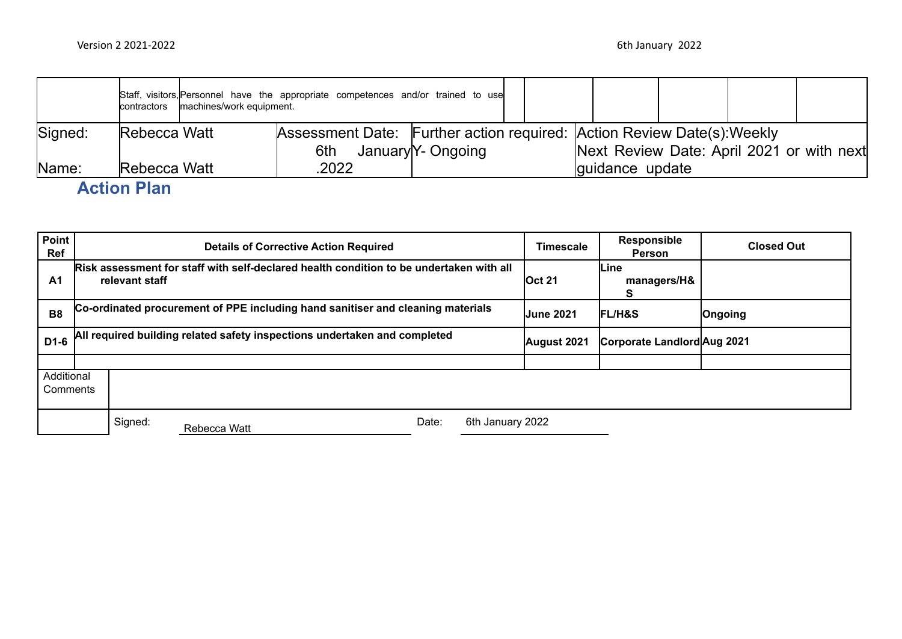| | | | | | | | | |
|---|---|---|---|---|---|---|---|---|
| | Staff, visitors, contractors | Personnel have the appropriate competences and/or trained to use machines/work equipment. | | | | | | |

| | | | | |
|---|---|---|---|---|
| Signed: | Rebecca Watt | Assessment Date: 6th January .2022 | Further action required: Y- Ongoing | Action Review Date(s): Weekly Next Review Date: April 2021 or with next guidance update |
| Name: | Rebecca Watt | | | |

## Action Plan

| Point Ref | Details of Corrective Action Required | Timescale | Responsible Person | Closed Out |
|---|---|---|---|---|
| **A1** | **Risk assessment for staff with self-declared health condition to be undertaken with all relevant staff** | **Oct 21** | **Line managers/H&S** | |
| **B8** | **Co-ordinated procurement of PPE including hand sanitiser and cleaning materials** | **June 2021** | **FL/H&S** | **Ongoing** |
| **D1-6** | **All required building related safety inspections undertaken and completed** | **August 2021** | **Corporate Landlord** | **Aug 2021** |
| | | | | |

| | | | |
|---|---|---|---|
| Additional Comments | | | |
| | Signed: Rebecca Watt | Date: | 6th January 2022 |